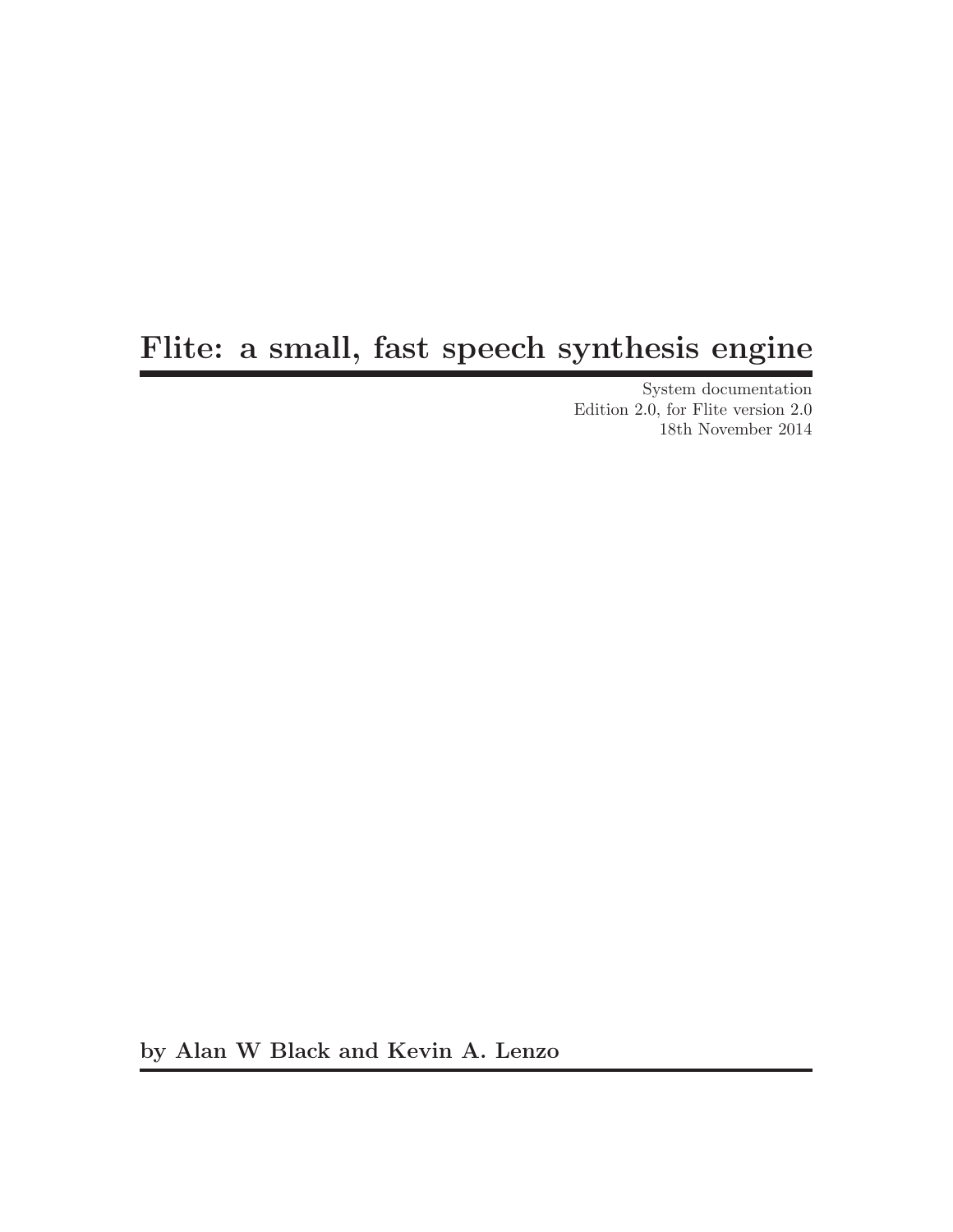# Flite: a small, fast speech synthesis engine

System documentation
Edition 2.0, for Flite version 2.0
18th November 2014

**by Alan W Black and Kevin A. Lenzo**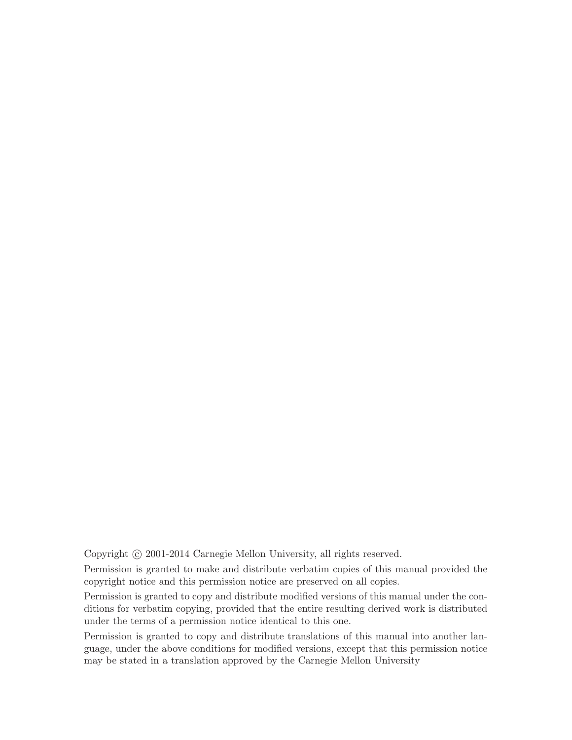Copyright © 2001-2014 Carnegie Mellon University, all rights reserved.

Permission is granted to make and distribute verbatim copies of this manual provided the copyright notice and this permission notice are preserved on all copies.

Permission is granted to copy and distribute modified versions of this manual under the conditions for verbatim copying, provided that the entire resulting derived work is distributed under the terms of a permission notice identical to this one.

Permission is granted to copy and distribute translations of this manual into another language, under the above conditions for modified versions, except that this permission notice may be stated in a translation approved by the Carnegie Mellon University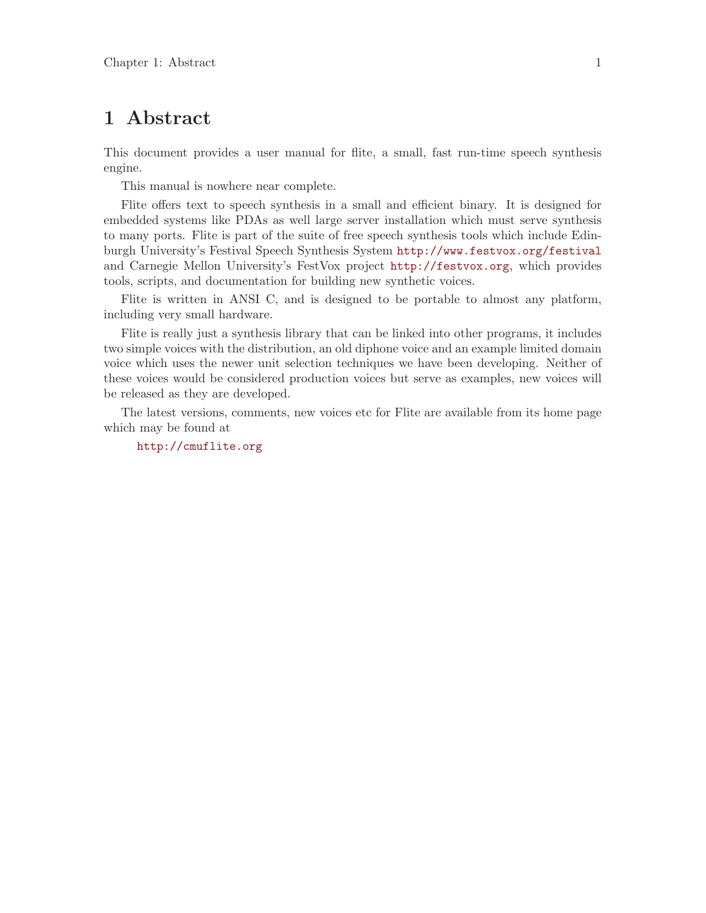# 1 Abstract

This document provides a user manual for flite, a small, fast run-time speech synthesis engine.

This manual is nowhere near complete.

Flite offers text to speech synthesis in a small and efficient binary. It is designed for embedded systems like PDAs as well large server installation which must serve synthesis to many ports. Flite is part of the suite of free speech synthesis tools which include Edinburgh University's Festival Speech Synthesis System http://www.festvox.org/festival and Carnegie Mellon University's FestVox project http://festvox.org, which provides tools, scripts, and documentation for building new synthetic voices.

Flite is written in ANSI C, and is designed to be portable to almost any platform, including very small hardware.

Flite is really just a synthesis library that can be linked into other programs, it includes two simple voices with the distribution, an old diphone voice and an example limited domain voice which uses the newer unit selection techniques we have been developing. Neither of these voices would be considered production voices but serve as examples, new voices will be released as they are developed.

The latest versions, comments, new voices etc for Flite are available from its home page which may be found at

    http://cmuflite.org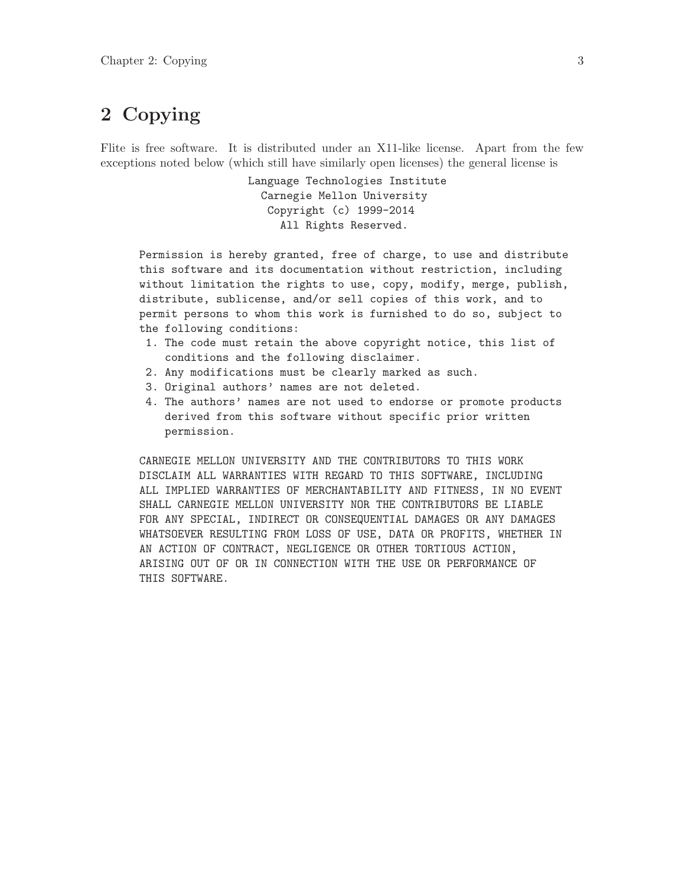# 2 Copying

Flite is free software. It is distributed under an X11-like license. Apart from the few exceptions noted below (which still have similarly open licenses) the general license is

```
                    Language Technologies Institute
                      Carnegie Mellon University
                       Copyright (c) 1999-2014
                         All Rights Reserved.

Permission is hereby granted, free of charge, to use and distribute
this software and its documentation without restriction, including
without limitation the rights to use, copy, modify, merge, publish,
distribute, sublicense, and/or sell copies of this work, and to
permit persons to whom this work is furnished to do so, subject to
the following conditions:
 1. The code must retain the above copyright notice, this list of
    conditions and the following disclaimer.
 2. Any modifications must be clearly marked as such.
 3. Original authors' names are not deleted.
 4. The authors' names are not used to endorse or promote products
    derived from this software without specific prior written
    permission.

CARNEGIE MELLON UNIVERSITY AND THE CONTRIBUTORS TO THIS WORK
DISCLAIM ALL WARRANTIES WITH REGARD TO THIS SOFTWARE, INCLUDING
ALL IMPLIED WARRANTIES OF MERCHANTABILITY AND FITNESS, IN NO EVENT
SHALL CARNEGIE MELLON UNIVERSITY NOR THE CONTRIBUTORS BE LIABLE
FOR ANY SPECIAL, INDIRECT OR CONSEQUENTIAL DAMAGES OR ANY DAMAGES
WHATSOEVER RESULTING FROM LOSS OF USE, DATA OR PROFITS, WHETHER IN
AN ACTION OF CONTRACT, NEGLIGENCE OR OTHER TORTIOUS ACTION,
ARISING OUT OF OR IN CONNECTION WITH THE USE OR PERFORMANCE OF
THIS SOFTWARE.
```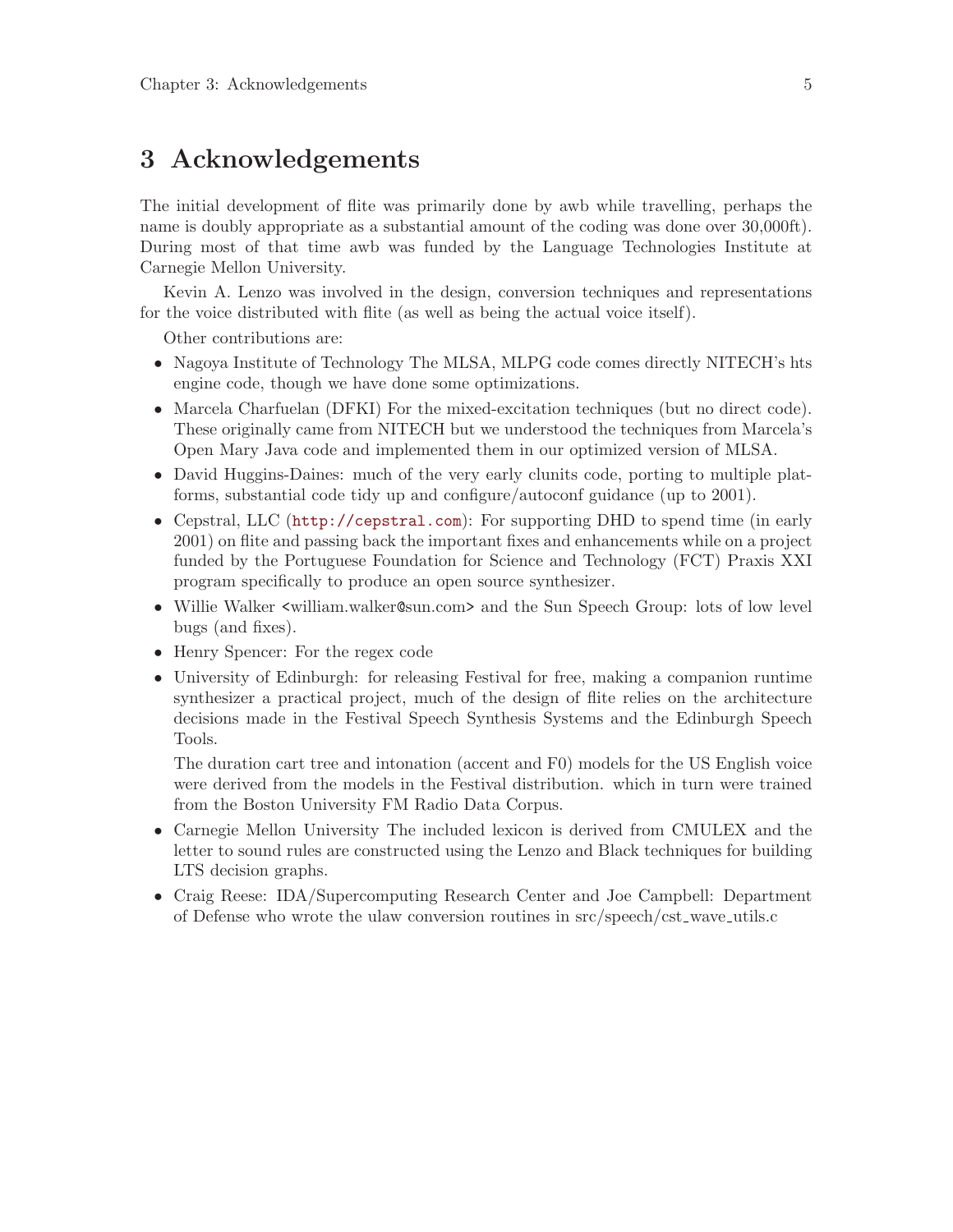# 3 Acknowledgements

The initial development of flite was primarily done by awb while travelling, perhaps the name is doubly appropriate as a substantial amount of the coding was done over 30,000ft). During most of that time awb was funded by the Language Technologies Institute at Carnegie Mellon University.

Kevin A. Lenzo was involved in the design, conversion techniques and representations for the voice distributed with flite (as well as being the actual voice itself).

Other contributions are:

- Nagoya Institute of Technology The MLSA, MLPG code comes directly NITECH's hts engine code, though we have done some optimizations.
- Marcela Charfuelan (DFKI) For the mixed-excitation techniques (but no direct code). These originally came from NITECH but we understood the techniques from Marcela's Open Mary Java code and implemented them in our optimized version of MLSA.
- David Huggins-Daines: much of the very early clunits code, porting to multiple platforms, substantial code tidy up and configure/autoconf guidance (up to 2001).
- Cepstral, LLC (http://cepstral.com): For supporting DHD to spend time (in early 2001) on flite and passing back the important fixes and enhancements while on a project funded by the Portuguese Foundation for Science and Technology (FCT) Praxis XXI program specifically to produce an open source synthesizer.
- Willie Walker <william.walker@sun.com> and the Sun Speech Group: lots of low level bugs (and fixes).
- Henry Spencer: For the regex code
- University of Edinburgh: for releasing Festival for free, making a companion runtime synthesizer a practical project, much of the design of flite relies on the architecture decisions made in the Festival Speech Synthesis Systems and the Edinburgh Speech Tools.

  The duration cart tree and intonation (accent and F0) models for the US English voice were derived from the models in the Festival distribution. which in turn were trained from the Boston University FM Radio Data Corpus.
- Carnegie Mellon University The included lexicon is derived from CMULEX and the letter to sound rules are constructed using the Lenzo and Black techniques for building LTS decision graphs.
- Craig Reese: IDA/Supercomputing Research Center and Joe Campbell: Department of Defense who wrote the ulaw conversion routines in src/speech/cst_wave_utils.c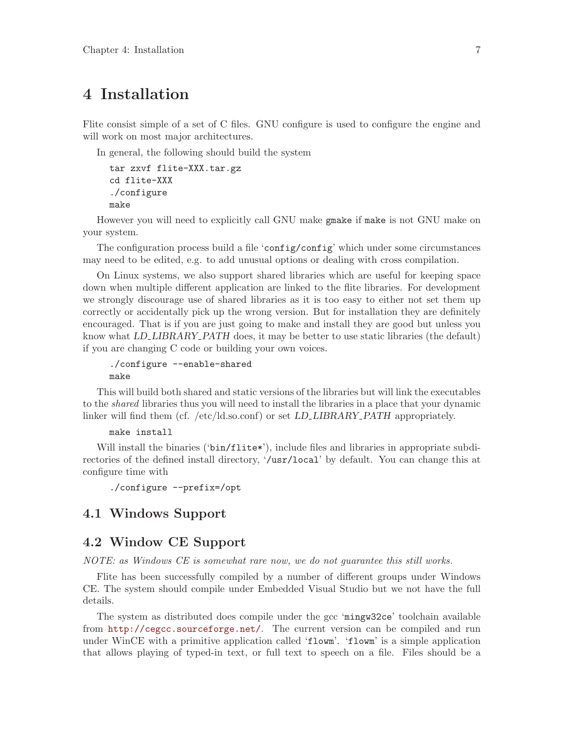# 4 Installation

Flite consist simple of a set of C files. GNU configure is used to configure the engine and will work on most major architectures.

In general, the following should build the system

```
tar zxvf flite-XXX.tar.gz
cd flite-XXX
./configure
make
```

However you will need to explicitly call GNU make `gmake` if `make` is not GNU make on your system.

The configuration process build a file '`config/config`' which under some circumstances may need to be edited, e.g. to add unusual options or dealing with cross compilation.

On Linux systems, we also support shared libraries which are useful for keeping space down when multiple different application are linked to the flite libraries. For development we strongly discourage use of shared libraries as it is too easy to either not set them up correctly or accidentally pick up the wrong version. But for installation they are definitely encouraged. That is if you are just going to make and install they are good but unless you know what *LD_LIBRARY_PATH* does, it may be better to use static libraries (the default) if you are changing C code or building your own voices.

```
./configure --enable-shared
make
```

This will build both shared and static versions of the libraries but will link the executables to the *shared* libraries thus you will need to install the libraries in a place that your dynamic linker will find them (cf. /etc/ld.so.conf) or set *LD_LIBRARY_PATH* appropriately.

```
make install
```

Will install the binaries ('`bin/flite*`'), include files and libraries in appropriate subdirectories of the defined install directory, '`/usr/local`' by default. You can change this at configure time with

```
./configure --prefix=/opt
```

## 4.1 Windows Support

## 4.2 Window CE Support

*NOTE: as Windows CE is somewhat rare now, we do not guarantee this still works.*

Flite has been successfully compiled by a number of different groups under Windows CE. The system should compile under Embedded Visual Studio but we not have the full details.

The system as distributed does compile under the gcc '`mingw32ce`' toolchain available from http://cegcc.sourceforge.net/. The current version can be compiled and run under WinCE with a primitive application called '`flowm`'. '`flowm`' is a simple application that allows playing of typed-in text, or full text to speech on a file. Files should be a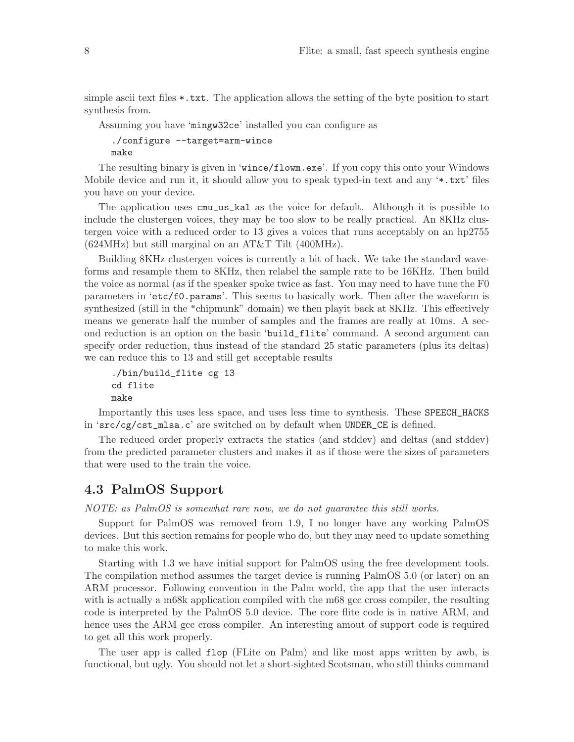simple ascii text files `*.txt`. The application allows the setting of the byte position to start synthesis from.

Assuming you have 'mingw32ce' installed you can configure as

```
./configure --target=arm-wince
make
```

The resulting binary is given in 'wince/flowm.exe'. If you copy this onto your Windows Mobile device and run it, it should allow you to speak typed-in text and any '*.txt' files you have on your device.

The application uses `cmu_us_kal` as the voice for default. Although it is possible to include the clustergen voices, they may be too slow to be really practical. An 8KHz clustergen voice with a reduced order to 13 gives a voices that runs acceptably on an hp2755 (624MHz) but still marginal on an AT&T Tilt (400MHz).

Building 8KHz clustergen voices is currently a bit of hack. We take the standard waveforms and resample them to 8KHz, then relabel the sample rate to be 16KHz. Then build the voice as normal (as if the speaker spoke twice as fast. You may need to have tune the F0 parameters in 'etc/f0.params'. This seems to basically work. Then after the waveform is synthesized (still in the "chipmunk" domain) we then playit back at 8KHz. This effectively means we generate half the number of samples and the frames are really at 10ms. A second reduction is an option on the basic 'build_flite' command. A second argument can specify order reduction, thus instead of the standard 25 static parameters (plus its deltas) we can reduce this to 13 and still get acceptable results

```
./bin/build_flite cg 13
cd flite
make
```

Importantly this uses less space, and uses less time to synthesis. These `SPEECH_HACKS` in 'src/cg/cst_mlsa.c' are switched on by default when `UNDER_CE` is defined.

The reduced order properly extracts the statics (and stddev) and deltas (and stddev) from the predicted parameter clusters and makes it as if those were the sizes of parameters that were used to the train the voice.

## 4.3 PalmOS Support

*NOTE: as PalmOS is somewhat rare now, we do not guarantee this still works.*

Support for PalmOS was removed from 1.9, I no longer have any working PalmOS devices. But this section remains for people who do, but they may need to update something to make this work.

Starting with 1.3 we have initial support for PalmOS using the free development tools. The compilation method assumes the target device is running PalmOS 5.0 (or later) on an ARM processor. Following convention in the Palm world, the app that the user interacts with is actually a m68k application compiled with the m68 gcc cross compiler, the resulting code is interpreted by the PalmOS 5.0 device. The core flite code is in native ARM, and hence uses the ARM gcc cross compiler. An interesting amout of support code is required to get all this work properly.

The user app is called `flop` (FLite on Palm) and like most apps written by awb, is functional, but ugly. You should not let a short-sighted Scotsman, who still thinks command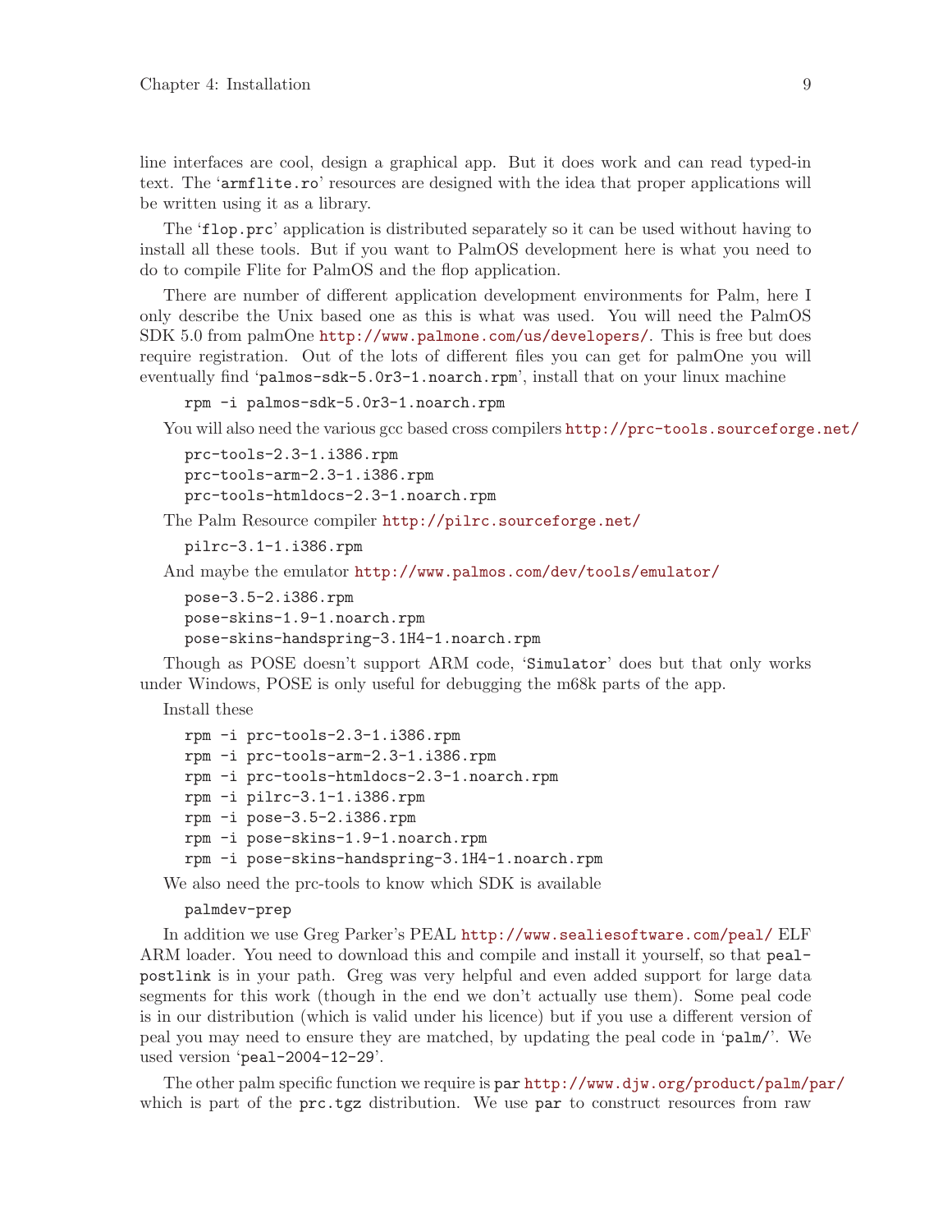line interfaces are cool, design a graphical app. But it does work and can read typed-in text. The 'armflite.ro' resources are designed with the idea that proper applications will be written using it as a library.

The 'flop.prc' application is distributed separately so it can be used without having to install all these tools. But if you want to PalmOS development here is what you need to do to compile Flite for PalmOS and the flop application.

There are number of different application development environments for Palm, here I only describe the Unix based one as this is what was used. You will need the PalmOS SDK 5.0 from palmOne http://www.palmone.com/us/developers/. This is free but does require registration. Out of the lots of different files you can get for palmOne you will eventually find 'palmos-sdk-5.0r3-1.noarch.rpm', install that on your linux machine

```
rpm -i palmos-sdk-5.0r3-1.noarch.rpm
```

You will also need the various gcc based cross compilers http://prc-tools.sourceforge.net/

```
prc-tools-2.3-1.i386.rpm
prc-tools-arm-2.3-1.i386.rpm
prc-tools-htmldocs-2.3-1.noarch.rpm
```

The Palm Resource compiler http://pilrc.sourceforge.net/

```
pilrc-3.1-1.i386.rpm
```

And maybe the emulator http://www.palmos.com/dev/tools/emulator/

```
pose-3.5-2.i386.rpm
pose-skins-1.9-1.noarch.rpm
pose-skins-handspring-3.1H4-1.noarch.rpm
```

Though as POSE doesn't support ARM code, 'Simulator' does but that only works under Windows, POSE is only useful for debugging the m68k parts of the app.

Install these

```
rpm -i prc-tools-2.3-1.i386.rpm
rpm -i prc-tools-arm-2.3-1.i386.rpm
rpm -i prc-tools-htmldocs-2.3-1.noarch.rpm
rpm -i pilrc-3.1-1.i386.rpm
rpm -i pose-3.5-2.i386.rpm
rpm -i pose-skins-1.9-1.noarch.rpm
rpm -i pose-skins-handspring-3.1H4-1.noarch.rpm
```

We also need the prc-tools to know which SDK is available

```
palmdev-prep
```

In addition we use Greg Parker's PEAL http://www.sealiesoftware.com/peal/ ELF ARM loader. You need to download this and compile and install it yourself, so that peal-postlink is in your path. Greg was very helpful and even added support for large data segments for this work (though in the end we don't actually use them). Some peal code is in our distribution (which is valid under his licence) but if you use a different version of peal you may need to ensure they are matched, by updating the peal code in 'palm/'. We used version 'peal-2004-12-29'.

The other palm specific function we require is par http://www.djw.org/product/palm/par/ which is part of the prc.tgz distribution. We use par to construct resources from raw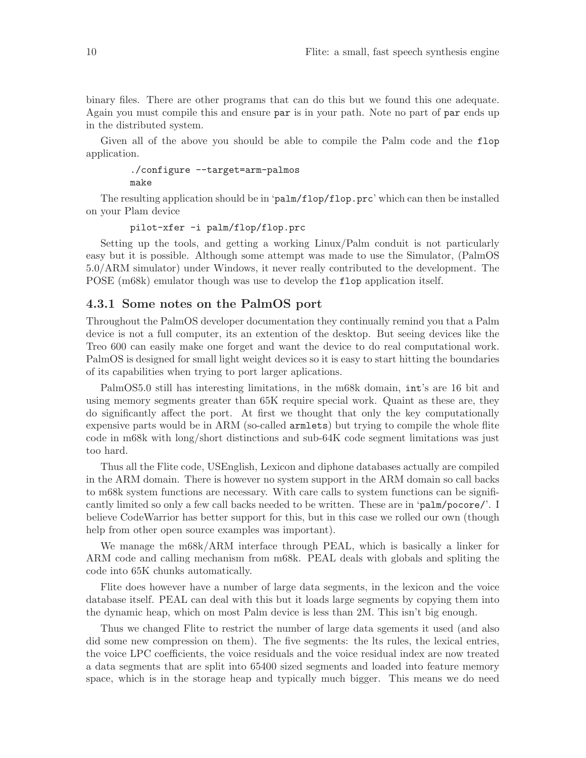binary files. There are other programs that can do this but we found this one adequate. Again you must compile this and ensure `par` is in your path. Note no part of `par` ends up in the distributed system.

Given all of the above you should be able to compile the Palm code and the `flop` application.

```
./configure --target=arm-palmos
make
```

The resulting application should be in '`palm/flop/flop.prc`' which can then be installed on your Plam device

```
pilot-xfer -i palm/flop/flop.prc
```

Setting up the tools, and getting a working Linux/Palm conduit is not particularly easy but it is possible. Although some attempt was made to use the Simulator, (PalmOS 5.0/ARM simulator) under Windows, it never really contributed to the development. The POSE (m68k) emulator though was use to develop the `flop` application itself.

### 4.3.1 Some notes on the PalmOS port

Throughout the PalmOS developer documentation they continually remind you that a Palm device is not a full computer, its an extention of the desktop. But seeing devices like the Treo 600 can easily make one forget and want the device to do real computational work. PalmOS is designed for small light weight devices so it is easy to start hitting the boundaries of its capabilities when trying to port larger aplications.

PalmOS5.0 still has interesting limitations, in the m68k domain, `int`'s are 16 bit and using memory segments greater than 65K require special work. Quaint as these are, they do significantly affect the port. At first we thought that only the key computationally expensive parts would be in ARM (so-called `armlets`) but trying to compile the whole flite code in m68k with long/short distinctions and sub-64K code segment limitations was just too hard.

Thus all the Flite code, USEnglish, Lexicon and diphone databases actually are compiled in the ARM domain. There is however no system support in the ARM domain so call backs to m68k system functions are necessary. With care calls to system functions can be significantly limited so only a few call backs needed to be written. These are in '`palm/pocore/`'. I believe CodeWarrior has better support for this, but in this case we rolled our own (though help from other open source examples was important).

We manage the m68k/ARM interface through PEAL, which is basically a linker for ARM code and calling mechanism from m68k. PEAL deals with globals and spliting the code into 65K chunks automatically.

Flite does however have a number of large data segments, in the lexicon and the voice database itself. PEAL can deal with this but it loads large segments by copying them into the dynamic heap, which on most Palm device is less than 2M. This isn't big enough.

Thus we changed Flite to restrict the number of large data sgements it used (and also did some new compression on them). The five segments: the lts rules, the lexical entries, the voice LPC coefficients, the voice residuals and the voice residual index are now treated a data segments that are split into 65400 sized segments and loaded into feature memory space, which is in the storage heap and typically much bigger. This means we do need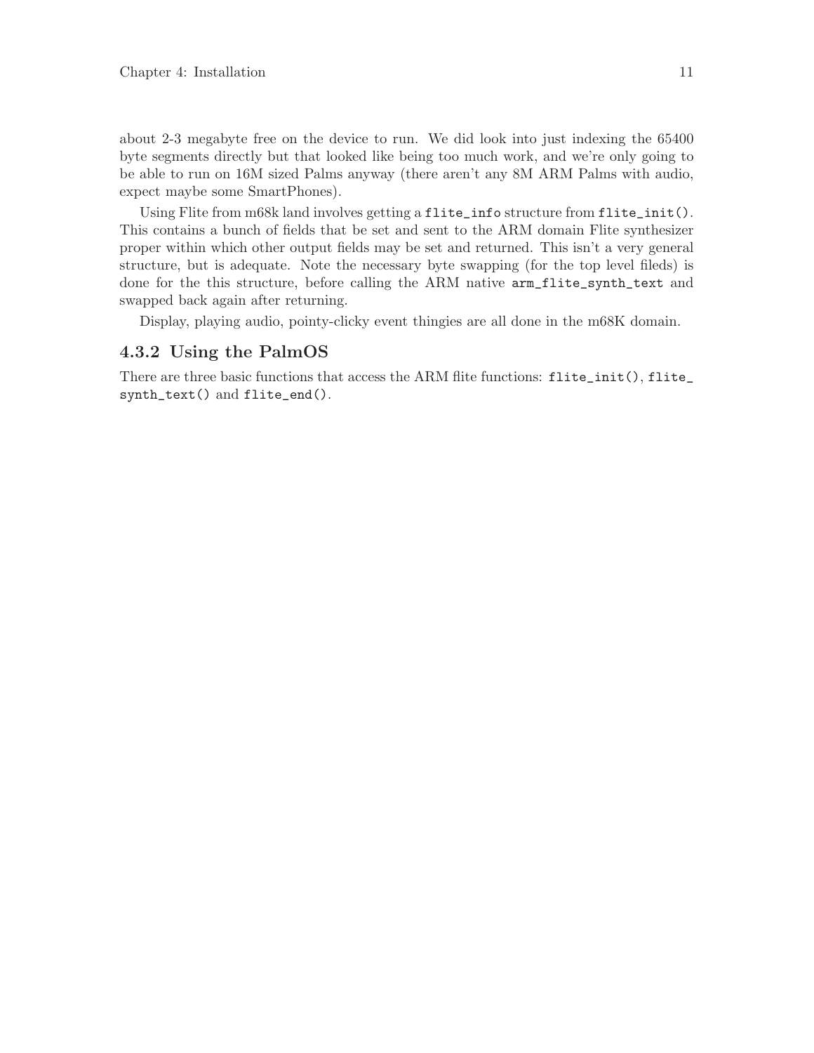about 2-3 megabyte free on the device to run. We did look into just indexing the 65400 byte segments directly but that looked like being too much work, and we're only going to be able to run on 16M sized Palms anyway (there aren't any 8M ARM Palms with audio, expect maybe some SmartPhones).

Using Flite from m68k land involves getting a `flite_info` structure from `flite_init()`. This contains a bunch of fields that be set and sent to the ARM domain Flite synthesizer proper within which other output fields may be set and returned. This isn't a very general structure, but is adequate. Note the necessary byte swapping (for the top level fileds) is done for the this structure, before calling the ARM native `arm_flite_synth_text` and swapped back again after returning.

Display, playing audio, pointy-clicky event thingies are all done in the m68K domain.

### 4.3.2 Using the PalmOS

There are three basic functions that access the ARM flite functions: `flite_init()`, `flite_synth_text()` and `flite_end()`.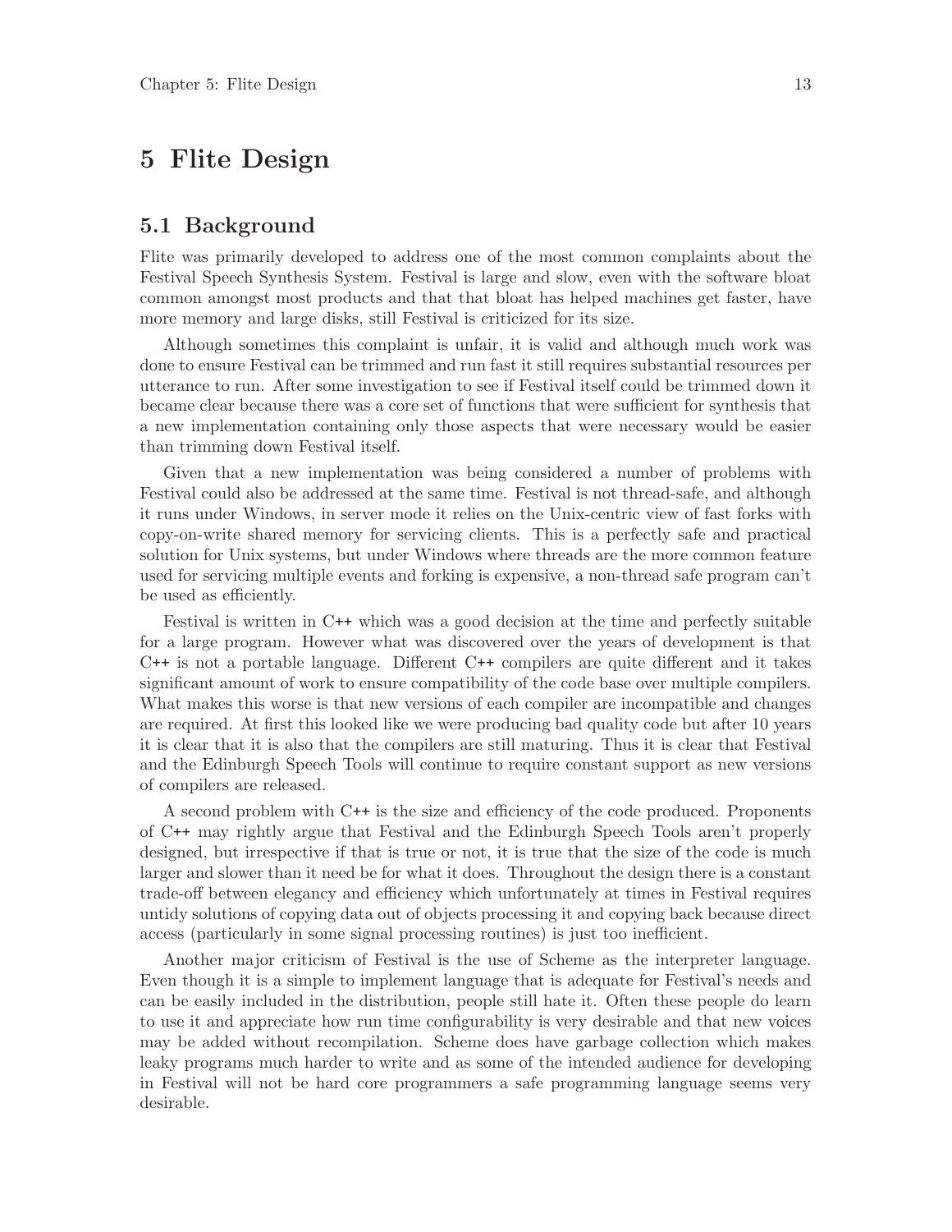# 5 Flite Design

## 5.1 Background

Flite was primarily developed to address one of the most common complaints about the Festival Speech Synthesis System. Festival is large and slow, even with the software bloat common amongst most products and that that bloat has helped machines get faster, have more memory and large disks, still Festival is criticized for its size.

Although sometimes this complaint is unfair, it is valid and although much work was done to ensure Festival can be trimmed and run fast it still requires substantial resources per utterance to run. After some investigation to see if Festival itself could be trimmed down it became clear because there was a core set of functions that were sufficient for synthesis that a new implementation containing only those aspects that were necessary would be easier than trimming down Festival itself.

Given that a new implementation was being considered a number of problems with Festival could also be addressed at the same time. Festival is not thread-safe, and although it runs under Windows, in server mode it relies on the Unix-centric view of fast forks with copy-on-write shared memory for servicing clients. This is a perfectly safe and practical solution for Unix systems, but under Windows where threads are the more common feature used for servicing multiple events and forking is expensive, a non-thread safe program can't be used as efficiently.

Festival is written in C++ which was a good decision at the time and perfectly suitable for a large program. However what was discovered over the years of development is that C++ is not a portable language. Different C++ compilers are quite different and it takes significant amount of work to ensure compatibility of the code base over multiple compilers. What makes this worse is that new versions of each compiler are incompatible and changes are required. At first this looked like we were producing bad quality code but after 10 years it is clear that it is also that the compilers are still maturing. Thus it is clear that Festival and the Edinburgh Speech Tools will continue to require constant support as new versions of compilers are released.

A second problem with C++ is the size and efficiency of the code produced. Proponents of C++ may rightly argue that Festival and the Edinburgh Speech Tools aren't properly designed, but irrespective if that is true or not, it is true that the size of the code is much larger and slower than it need be for what it does. Throughout the design there is a constant trade-off between elegancy and efficiency which unfortunately at times in Festival requires untidy solutions of copying data out of objects processing it and copying back because direct access (particularly in some signal processing routines) is just too inefficient.

Another major criticism of Festival is the use of Scheme as the interpreter language. Even though it is a simple to implement language that is adequate for Festival's needs and can be easily included in the distribution, people still hate it. Often these people do learn to use it and appreciate how run time configurability is very desirable and that new voices may be added without recompilation. Scheme does have garbage collection which makes leaky programs much harder to write and as some of the intended audience for developing in Festival will not be hard core programmers a safe programming language seems very desirable.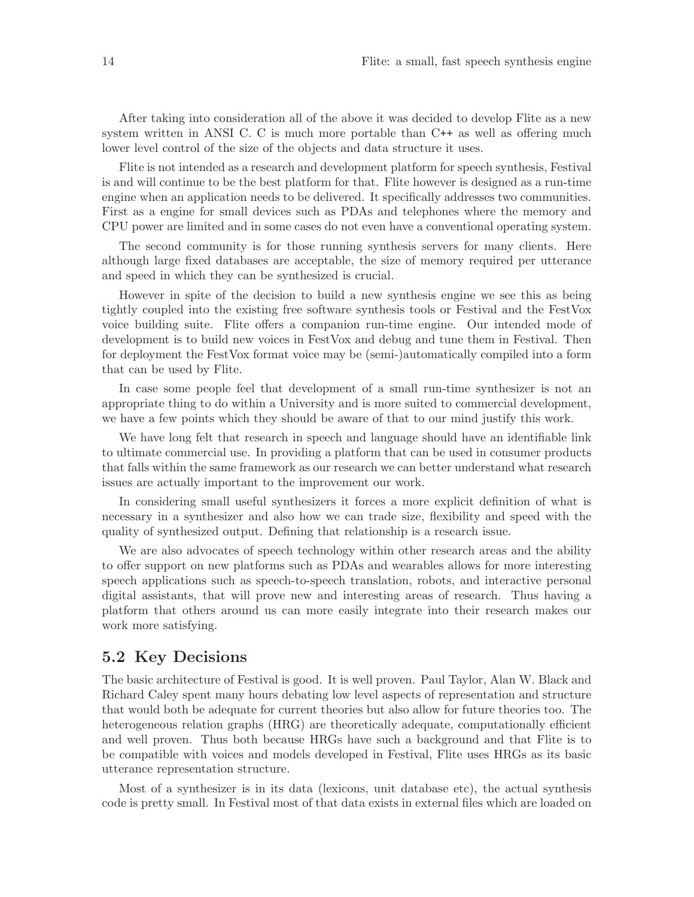After taking into consideration all of the above it was decided to develop Flite as a new system written in ANSI C. C is much more portable than C++ as well as offering much lower level control of the size of the objects and data structure it uses.

Flite is not intended as a research and development platform for speech synthesis, Festival is and will continue to be the best platform for that. Flite however is designed as a run-time engine when an application needs to be delivered. It specifically addresses two communities. First as a engine for small devices such as PDAs and telephones where the memory and CPU power are limited and in some cases do not even have a conventional operating system.

The second community is for those running synthesis servers for many clients. Here although large fixed databases are acceptable, the size of memory required per utterance and speed in which they can be synthesized is crucial.

However in spite of the decision to build a new synthesis engine we see this as being tightly coupled into the existing free software synthesis tools or Festival and the FestVox voice building suite. Flite offers a companion run-time engine. Our intended mode of development is to build new voices in FestVox and debug and tune them in Festival. Then for deployment the FestVox format voice may be (semi-)automatically compiled into a form that can be used by Flite.

In case some people feel that development of a small run-time synthesizer is not an appropriate thing to do within a University and is more suited to commercial development, we have a few points which they should be aware of that to our mind justify this work.

We have long felt that research in speech and language should have an identifiable link to ultimate commercial use. In providing a platform that can be used in consumer products that falls within the same framework as our research we can better understand what research issues are actually important to the improvement our work.

In considering small useful synthesizers it forces a more explicit definition of what is necessary in a synthesizer and also how we can trade size, flexibility and speed with the quality of synthesized output. Defining that relationship is a research issue.

We are also advocates of speech technology within other research areas and the ability to offer support on new platforms such as PDAs and wearables allows for more interesting speech applications such as speech-to-speech translation, robots, and interactive personal digital assistants, that will prove new and interesting areas of research. Thus having a platform that others around us can more easily integrate into their research makes our work more satisfying.

## 5.2 Key Decisions

The basic architecture of Festival is good. It is well proven. Paul Taylor, Alan W. Black and Richard Caley spent many hours debating low level aspects of representation and structure that would both be adequate for current theories but also allow for future theories too. The heterogeneous relation graphs (HRG) are theoretically adequate, computationally efficient and well proven. Thus both because HRGs have such a background and that Flite is to be compatible with voices and models developed in Festival, Flite uses HRGs as its basic utterance representation structure.

Most of a synthesizer is in its data (lexicons, unit database etc), the actual synthesis code is pretty small. In Festival most of that data exists in external files which are loaded on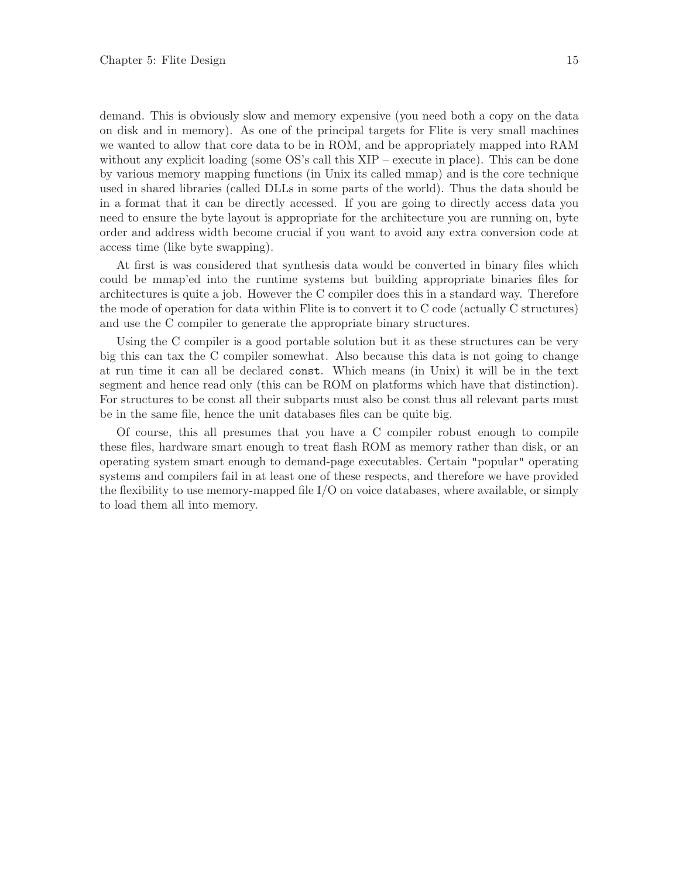demand. This is obviously slow and memory expensive (you need both a copy on the data on disk and in memory). As one of the principal targets for Flite is very small machines we wanted to allow that core data to be in ROM, and be appropriately mapped into RAM without any explicit loading (some OS's call this XIP – execute in place). This can be done by various memory mapping functions (in Unix its called mmap) and is the core technique used in shared libraries (called DLLs in some parts of the world). Thus the data should be in a format that it can be directly accessed. If you are going to directly access data you need to ensure the byte layout is appropriate for the architecture you are running on, byte order and address width become crucial if you want to avoid any extra conversion code at access time (like byte swapping).

At first is was considered that synthesis data would be converted in binary files which could be mmap'ed into the runtime systems but building appropriate binaries files for architectures is quite a job. However the C compiler does this in a standard way. Therefore the mode of operation for data within Flite is to convert it to C code (actually C structures) and use the C compiler to generate the appropriate binary structures.

Using the C compiler is a good portable solution but it as these structures can be very big this can tax the C compiler somewhat. Also because this data is not going to change at run time it can all be declared `const`. Which means (in Unix) it will be in the text segment and hence read only (this can be ROM on platforms which have that distinction). For structures to be const all their subparts must also be const thus all relevant parts must be in the same file, hence the unit databases files can be quite big.

Of course, this all presumes that you have a C compiler robust enough to compile these files, hardware smart enough to treat flash ROM as memory rather than disk, or an operating system smart enough to demand-page executables. Certain "popular" operating systems and compilers fail in at least one of these respects, and therefore we have provided the flexibility to use memory-mapped file I/O on voice databases, where available, or simply to load them all into memory.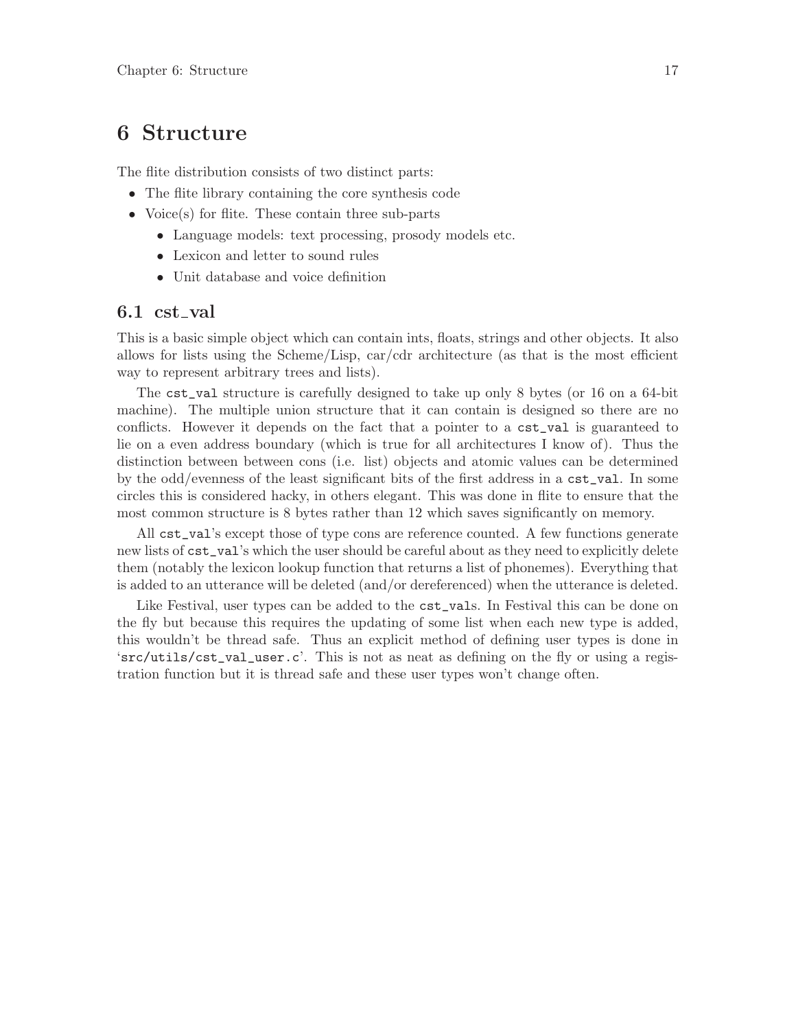# 6 Structure

The flite distribution consists of two distinct parts:

- The flite library containing the core synthesis code
- Voice(s) for flite. These contain three sub-parts
  - Language models: text processing, prosody models etc.
  - Lexicon and letter to sound rules
  - Unit database and voice definition

## 6.1 cst_val

This is a basic simple object which can contain ints, floats, strings and other objects. It also allows for lists using the Scheme/Lisp, car/cdr architecture (as that is the most efficient way to represent arbitrary trees and lists).

The `cst_val` structure is carefully designed to take up only 8 bytes (or 16 on a 64-bit machine). The multiple union structure that it can contain is designed so there are no conflicts. However it depends on the fact that a pointer to a `cst_val` is guaranteed to lie on a even address boundary (which is true for all architectures I know of). Thus the distinction between between cons (i.e. list) objects and atomic values can be determined by the odd/evenness of the least significant bits of the first address in a `cst_val`. In some circles this is considered hacky, in others elegant. This was done in flite to ensure that the most common structure is 8 bytes rather than 12 which saves significantly on memory.

All `cst_val`'s except those of type cons are reference counted. A few functions generate new lists of `cst_val`'s which the user should be careful about as they need to explicitly delete them (notably the lexicon lookup function that returns a list of phonemes). Everything that is added to an utterance will be deleted (and/or dereferenced) when the utterance is deleted.

Like Festival, user types can be added to the `cst_val`s. In Festival this can be done on the fly but because this requires the updating of some list when each new type is added, this wouldn't be thread safe. Thus an explicit method of defining user types is done in '`src/utils/cst_val_user.c`'. This is not as neat as defining on the fly or using a registration function but it is thread safe and these user types won't change often.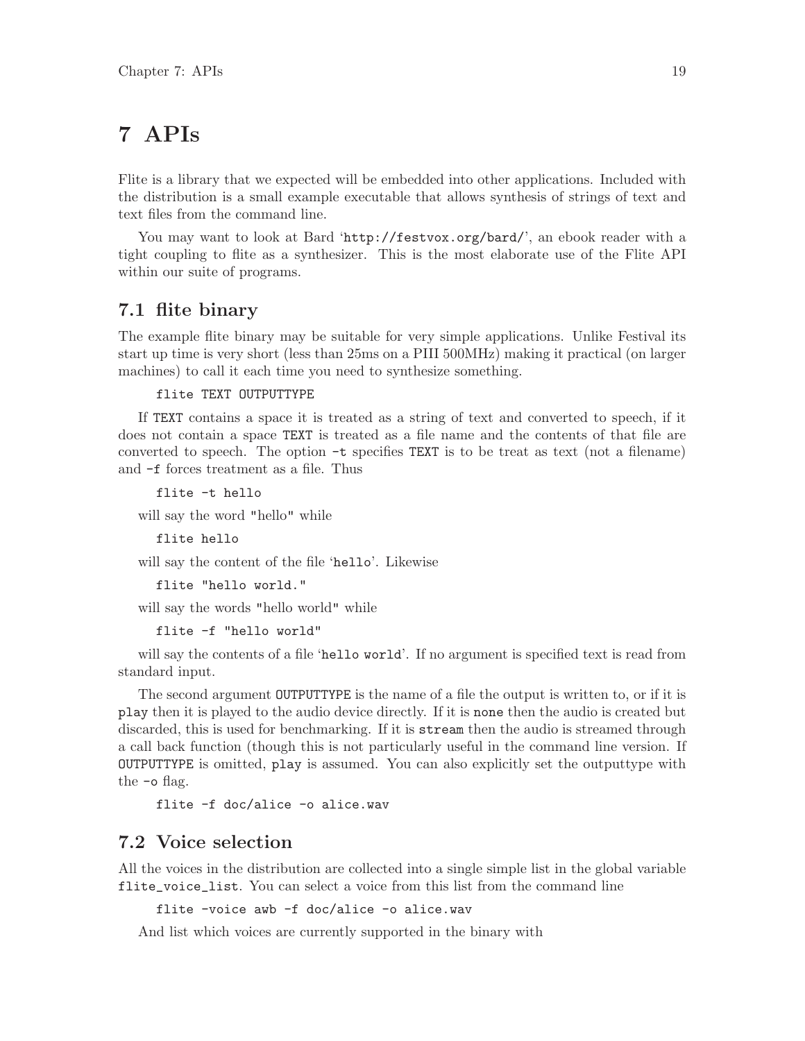# 7 APIs

Flite is a library that we expected will be embedded into other applications. Included with the distribution is a small example executable that allows synthesis of strings of text and text files from the command line.

You may want to look at Bard '`http://festvox.org/bard/`', an ebook reader with a tight coupling to flite as a synthesizer. This is the most elaborate use of the Flite API within our suite of programs.

## 7.1 flite binary

The example flite binary may be suitable for very simple applications. Unlike Festival its start up time is very short (less than 25ms on a PIII 500MHz) making it practical (on larger machines) to call it each time you need to synthesize something.

```
flite TEXT OUTPUTTYPE
```

If `TEXT` contains a space it is treated as a string of text and converted to speech, if it does not contain a space `TEXT` is treated as a file name and the contents of that file are converted to speech. The option `-t` specifies `TEXT` is to be treat as text (not a filename) and `-f` forces treatment as a file. Thus

```
flite -t hello
```

will say the word "hello" while

```
flite hello
```

will say the content of the file '`hello`'. Likewise

```
flite "hello world."
```

will say the words "hello world" while

```
flite -f "hello world"
```

will say the contents of a file '`hello world`'. If no argument is specified text is read from standard input.

The second argument `OUTPUTTYPE` is the name of a file the output is written to, or if it is `play` then it is played to the audio device directly. If it is `none` then the audio is created but discarded, this is used for benchmarking. If it is `stream` then the audio is streamed through a call back function (though this is not particularly useful in the command line version. If `OUTPUTTYPE` is omitted, `play` is assumed. You can also explicitly set the outputtype with the `-o` flag.

```
flite -f doc/alice -o alice.wav
```

## 7.2 Voice selection

All the voices in the distribution are collected into a single simple list in the global variable `flite_voice_list`. You can select a voice from this list from the command line

```
flite -voice awb -f doc/alice -o alice.wav
```

And list which voices are currently supported in the binary with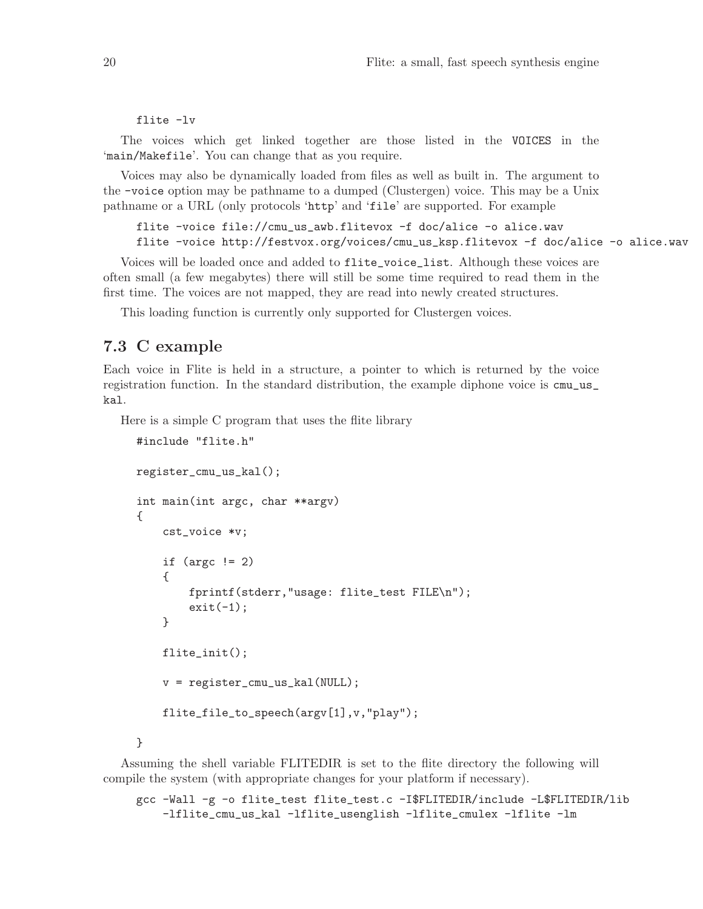```
flite -lv
```

The voices which get linked together are those listed in the `VOICES` in the '`main/Makefile`'. You can change that as you require.

Voices may also be dynamically loaded from files as well as built in. The argument to the `-voice` option may be pathname to a dumped (Clustergen) voice. This may be a Unix pathname or a URL (only protocols '`http`' and '`file`' are supported. For example

```
flite -voice file://cmu_us_awb.flitevox -f doc/alice -o alice.wav
flite -voice http://festvox.org/voices/cmu_us_ksp.flitevox -f doc/alice -o alice.wav
```

Voices will be loaded once and added to `flite_voice_list`. Although these voices are often small (a few megabytes) there will still be some time required to read them in the first time. The voices are not mapped, they are read into newly created structures.

This loading function is currently only supported for Clustergen voices.

## 7.3 C example

Each voice in Flite is held in a structure, a pointer to which is returned by the voice registration function. In the standard distribution, the example diphone voice is `cmu_us_kal`.

Here is a simple C program that uses the flite library

```
#include "flite.h"

register_cmu_us_kal();

int main(int argc, char **argv)
{
    cst_voice *v;

    if (argc != 2)
    {
        fprintf(stderr,"usage: flite_test FILE\n");
        exit(-1);
    }

    flite_init();

    v = register_cmu_us_kal(NULL);

    flite_file_to_speech(argv[1],v,"play");

}
```

Assuming the shell variable FLITEDIR is set to the flite directory the following will compile the system (with appropriate changes for your platform if necessary).

```
gcc -Wall -g -o flite_test flite_test.c -I$FLITEDIR/include -L$FLITEDIR/lib
    -lflite_cmu_us_kal -lflite_usenglish -lflite_cmulex -lflite -lm
```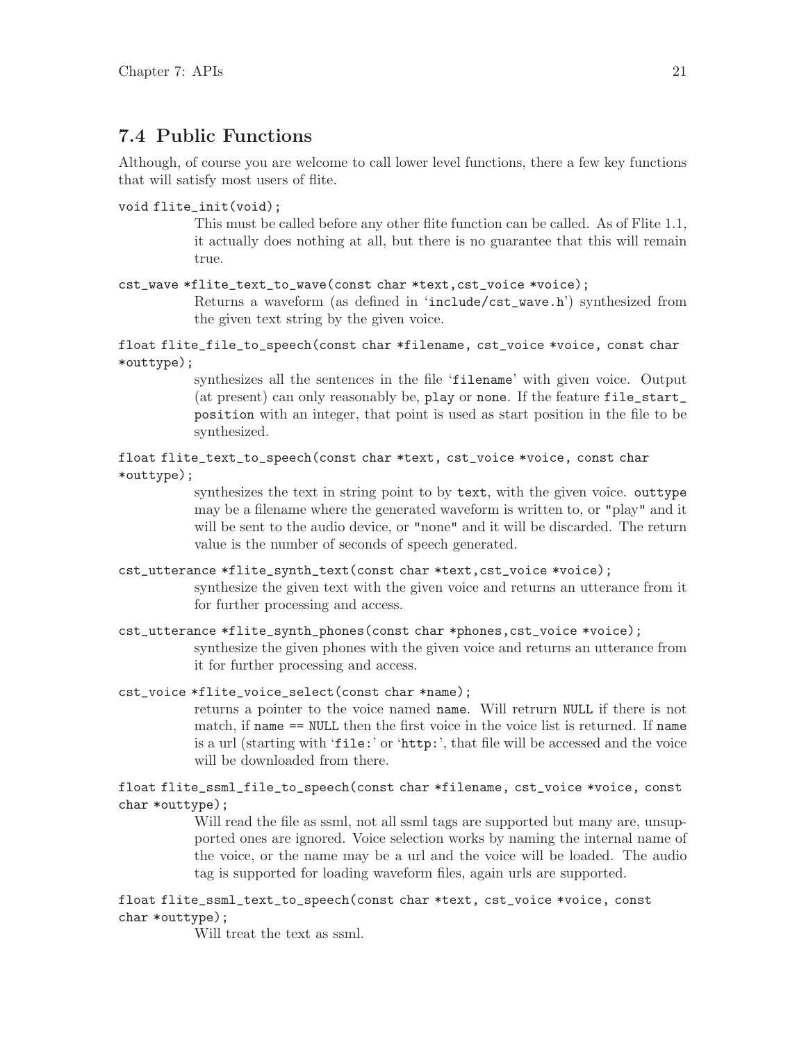## 7.4 Public Functions

Although, of course you are welcome to call lower level functions, there a few key functions that will satisfy most users of flite.

`void flite_init(void);`

This must be called before any other flite function can be called. As of Flite 1.1, it actually does nothing at all, but there is no guarantee that this will remain true.

`cst_wave *flite_text_to_wave(const char *text,cst_voice *voice);`

Returns a waveform (as defined in '`include/cst_wave.h`') synthesized from the given text string by the given voice.

`float flite_file_to_speech(const char *filename, cst_voice *voice, const char *outtype);`

synthesizes all the sentences in the file '`filename`' with given voice. Output (at present) can only reasonably be, `play` or `none`. If the feature `file_start_position` with an integer, that point is used as start position in the file to be synthesized.

`float flite_text_to_speech(const char *text, cst_voice *voice, const char *outtype);`

synthesizes the text in string point to by `text`, with the given voice. `outtype` may be a filename where the generated waveform is written to, or `"play"` and it will be sent to the audio device, or `"none"` and it will be discarded. The return value is the number of seconds of speech generated.

`cst_utterance *flite_synth_text(const char *text,cst_voice *voice);`

synthesize the given text with the given voice and returns an utterance from it for further processing and access.

`cst_utterance *flite_synth_phones(const char *phones,cst_voice *voice);`

synthesize the given phones with the given voice and returns an utterance from it for further processing and access.

`cst_voice *flite_voice_select(const char *name);`

returns a pointer to the voice named `name`. Will retrurn `NULL` if there is not match, if `name == NULL` then the first voice in the voice list is returned. If `name` is a url (starting with '`file:`' or '`http:`', that file will be accessed and the voice will be downloaded from there.

`float flite_ssml_file_to_speech(const char *filename, cst_voice *voice, const char *outtype);`

Will read the file as ssml, not all ssml tags are supported but many are, unsupported ones are ignored. Voice selection works by naming the internal name of the voice, or the name may be a url and the voice will be loaded. The audio tag is supported for loading waveform files, again urls are supported.

`float flite_ssml_text_to_speech(const char *text, cst_voice *voice, const char *outtype);`

Will treat the text as ssml.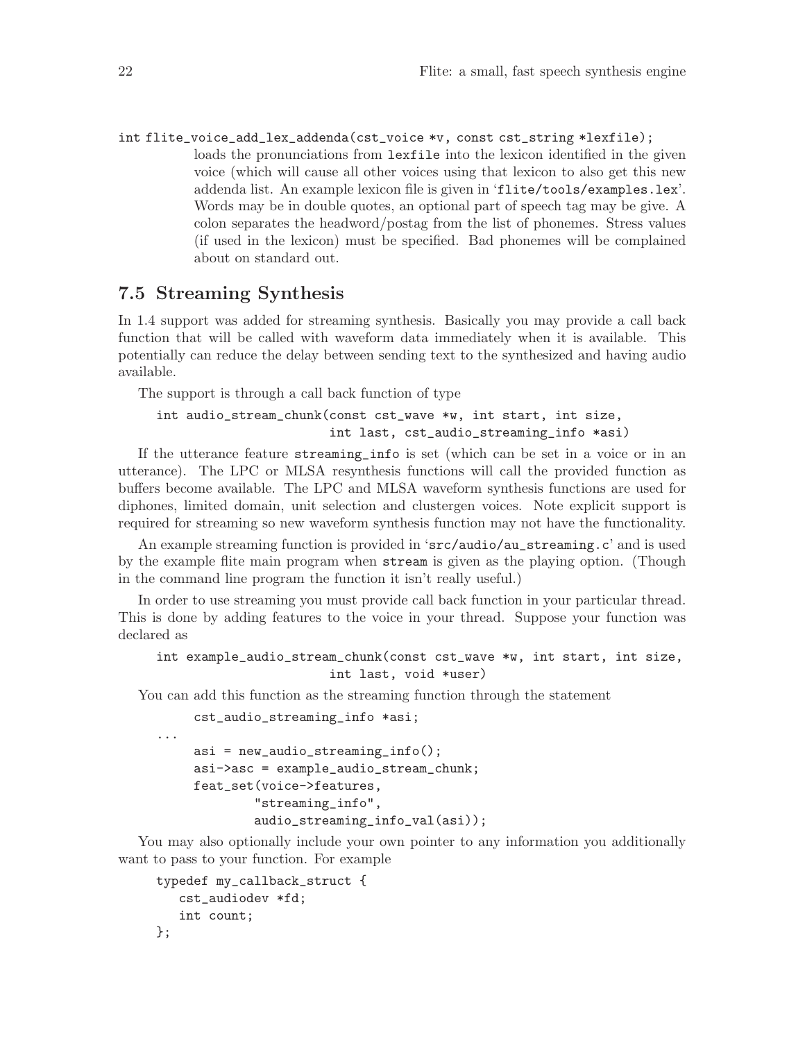`int flite_voice_add_lex_addenda(cst_voice *v, const cst_string *lexfile);`

loads the pronunciations from `lexfile` into the lexicon identified in the given voice (which will cause all other voices using that lexicon to also get this new addenda list. An example lexicon file is given in '`flite/tools/examples.lex`'. Words may be in double quotes, an optional part of speech tag may be give. A colon separates the headword/postag from the list of phonemes. Stress values (if used in the lexicon) must be specified. Bad phonemes will be complained about on standard out.

## 7.5 Streaming Synthesis

In 1.4 support was added for streaming synthesis. Basically you may provide a call back function that will be called with waveform data immediately when it is available. This potentially can reduce the delay between sending text to the synthesized and having audio available.

The support is through a call back function of type

```
int audio_stream_chunk(const cst_wave *w, int start, int size,
                       int last, cst_audio_streaming_info *asi)
```

If the utterance feature `streaming_info` is set (which can be set in a voice or in an utterance). The LPC or MLSA resynthesis functions will call the provided function as buffers become available. The LPC and MLSA waveform synthesis functions are used for diphones, limited domain, unit selection and clustergen voices. Note explicit support is required for streaming so new waveform synthesis function may not have the functionality.

An example streaming function is provided in '`src/audio/au_streaming.c`' and is used by the example flite main program when `stream` is given as the playing option. (Though in the command line program the function it isn't really useful.)

In order to use streaming you must provide call back function in your particular thread. This is done by adding features to the voice in your thread. Suppose your function was declared as

```
int example_audio_stream_chunk(const cst_wave *w, int start, int size,
                       int last, void *user)
```

You can add this function as the streaming function through the statement

```
       cst_audio_streaming_info *asi;
...
       asi = new_audio_streaming_info();
       asi->asc = example_audio_stream_chunk;
       feat_set(voice->features,
               "streaming_info",
               audio_streaming_info_val(asi));
```

You may also optionally include your own pointer to any information you additionally want to pass to your function. For example

```
typedef my_callback_struct {
   cst_audiodev *fd;
   int count;
};
```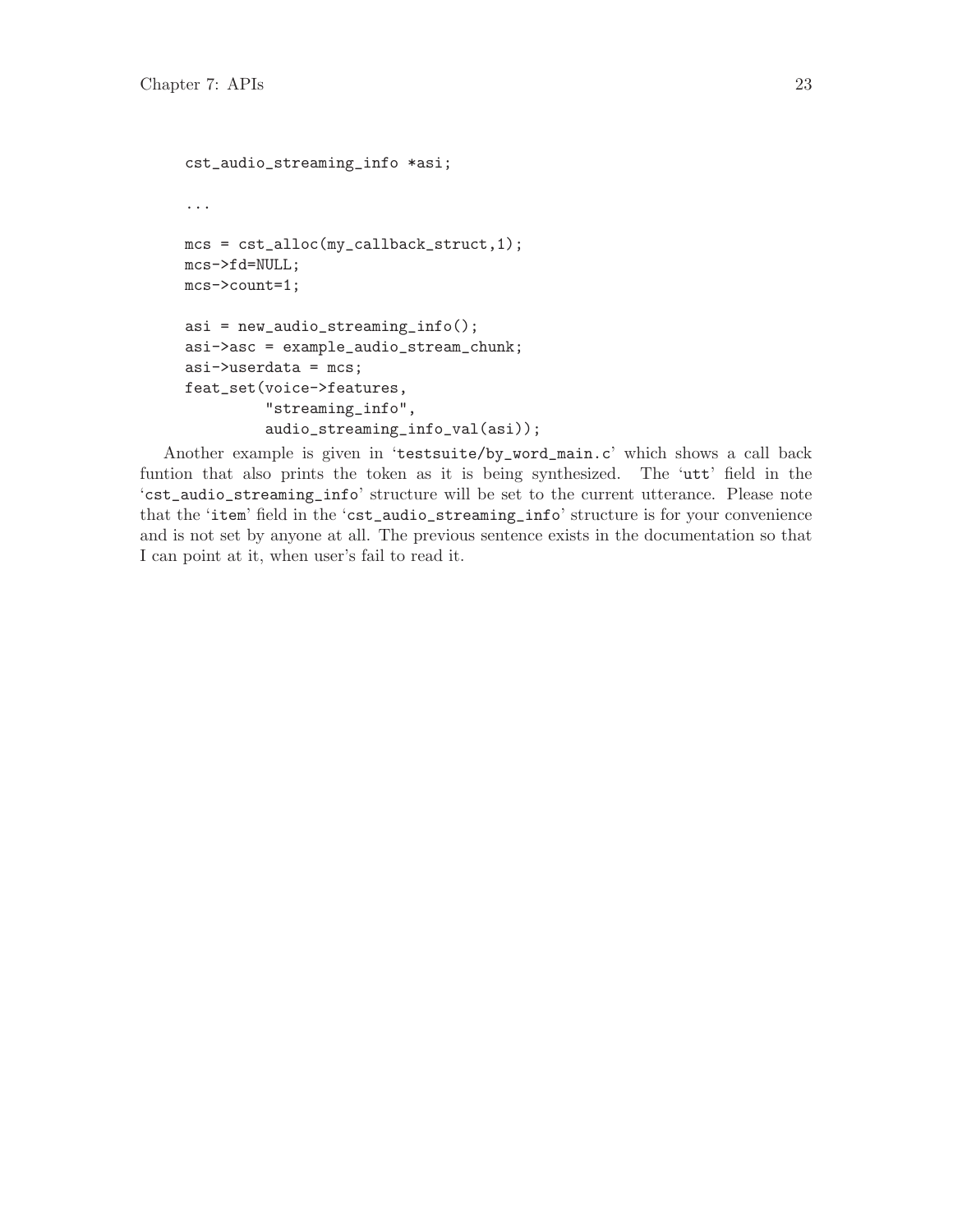```
cst_audio_streaming_info *asi;

...

mcs = cst_alloc(my_callback_struct,1);
mcs->fd=NULL;
mcs->count=1;

asi = new_audio_streaming_info();
asi->asc = example_audio_stream_chunk;
asi->userdata = mcs;
feat_set(voice->features,
         "streaming_info",
         audio_streaming_info_val(asi));
```

Another example is given in 'testsuite/by_word_main.c' which shows a call back funtion that also prints the token as it is being synthesized. The 'utt' field in the 'cst_audio_streaming_info' structure will be set to the current utterance. Please note that the 'item' field in the 'cst_audio_streaming_info' structure is for your convenience and is not set by anyone at all. The previous sentence exists in the documentation so that I can point at it, when user's fail to read it.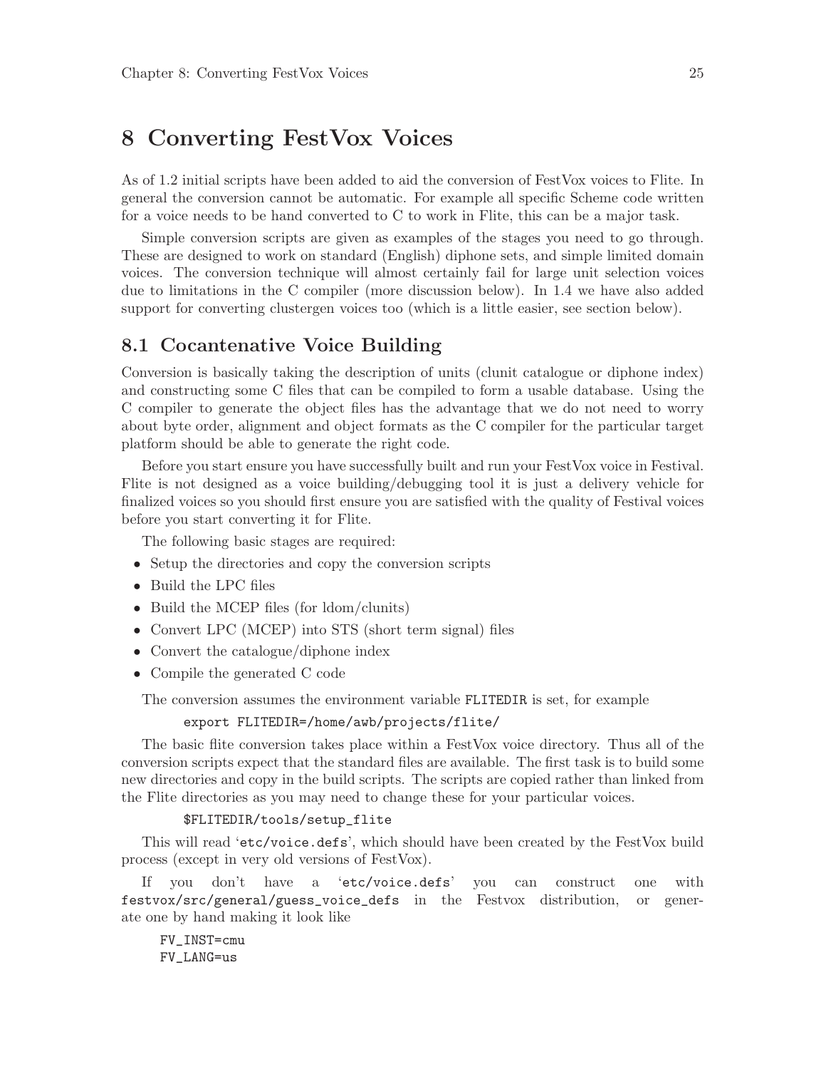# 8 Converting FestVox Voices

As of 1.2 initial scripts have been added to aid the conversion of FestVox voices to Flite. In general the conversion cannot be automatic. For example all specific Scheme code written for a voice needs to be hand converted to C to work in Flite, this can be a major task.

Simple conversion scripts are given as examples of the stages you need to go through. These are designed to work on standard (English) diphone sets, and simple limited domain voices. The conversion technique will almost certainly fail for large unit selection voices due to limitations in the C compiler (more discussion below). In 1.4 we have also added support for converting clustergen voices too (which is a little easier, see section below).

## 8.1 Cocantenative Voice Building

Conversion is basically taking the description of units (clunit catalogue or diphone index) and constructing some C files that can be compiled to form a usable database. Using the C compiler to generate the object files has the advantage that we do not need to worry about byte order, alignment and object formats as the C compiler for the particular target platform should be able to generate the right code.

Before you start ensure you have successfully built and run your FestVox voice in Festival. Flite is not designed as a voice building/debugging tool it is just a delivery vehicle for finalized voices so you should first ensure you are satisfied with the quality of Festival voices before you start converting it for Flite.

The following basic stages are required:

- Setup the directories and copy the conversion scripts
- Build the LPC files
- Build the MCEP files (for ldom/clunits)
- Convert LPC (MCEP) into STS (short term signal) files
- Convert the catalogue/diphone index
- Compile the generated C code

The conversion assumes the environment variable `FLITEDIR` is set, for example

```
export FLITEDIR=/home/awb/projects/flite/
```

The basic flite conversion takes place within a FestVox voice directory. Thus all of the conversion scripts expect that the standard files are available. The first task is to build some new directories and copy in the build scripts. The scripts are copied rather than linked from the Flite directories as you may need to change these for your particular voices.

```
$FLITEDIR/tools/setup_flite
```

This will read '`etc/voice.defs`', which should have been created by the FestVox build process (except in very old versions of FestVox).

If you don't have a '`etc/voice.defs`' you can construct one with `festvox/src/general/guess_voice_defs` in the Festvox distribution, or generate one by hand making it look like

```
FV_INST=cmu
FV_LANG=us
```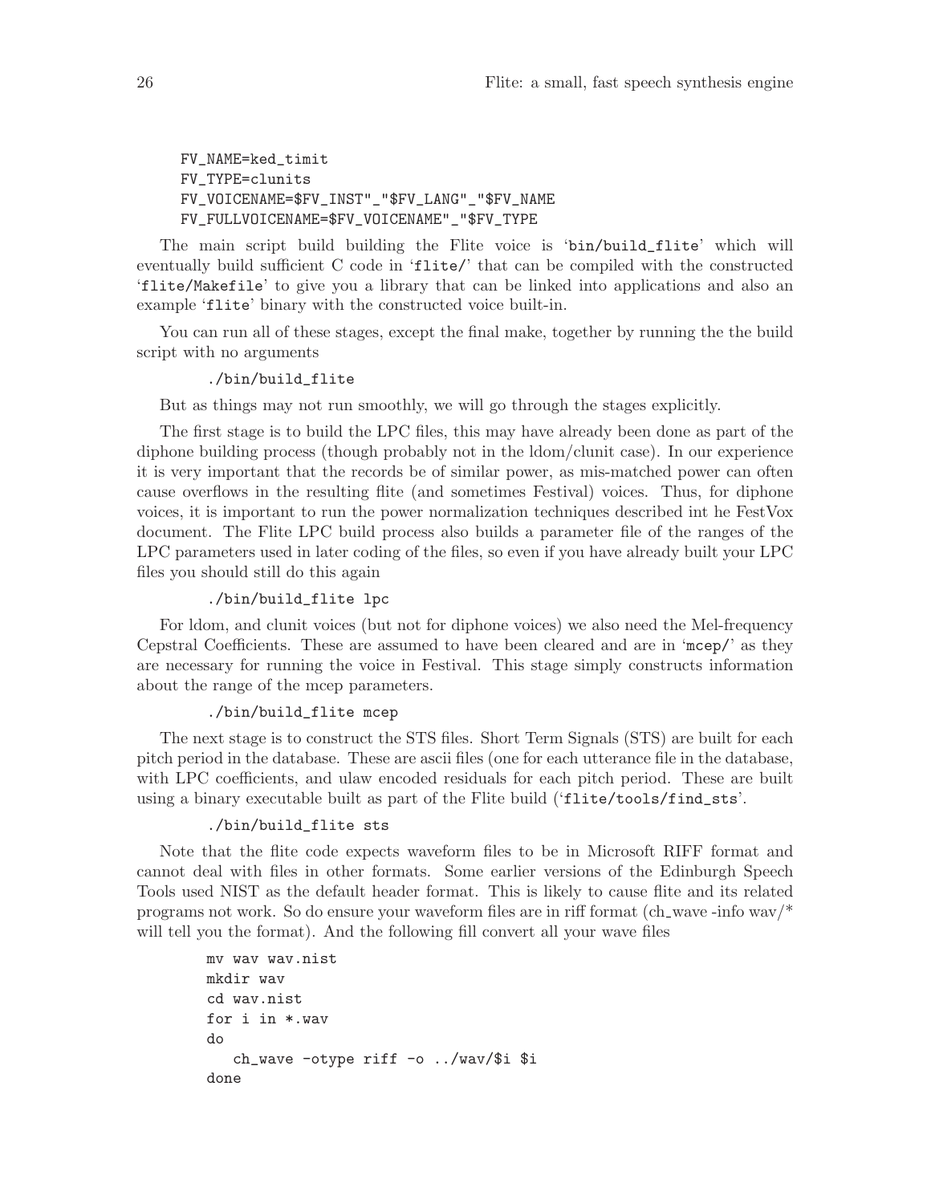```
FV_NAME=ked_timit
FV_TYPE=clunits
FV_VOICENAME=$FV_INST"_"$FV_LANG"_"$FV_NAME
FV_FULLVOICENAME=$FV_VOICENAME"_"$FV_TYPE
```

The main script build building the Flite voice is 'bin/build_flite' which will eventually build sufficient C code in 'flite/' that can be compiled with the constructed 'flite/Makefile' to give you a library that can be linked into applications and also an example 'flite' binary with the constructed voice built-in.

You can run all of these stages, except the final make, together by running the the build script with no arguments

```
./bin/build_flite
```

But as things may not run smoothly, we will go through the stages explicitly.

The first stage is to build the LPC files, this may have already been done as part of the diphone building process (though probably not in the ldom/clunit case). In our experience it is very important that the records be of similar power, as mis-matched power can often cause overflows in the resulting flite (and sometimes Festival) voices. Thus, for diphone voices, it is important to run the power normalization techniques described int he FestVox document. The Flite LPC build process also builds a parameter file of the ranges of the LPC parameters used in later coding of the files, so even if you have already built your LPC files you should still do this again

```
./bin/build_flite lpc
```

For ldom, and clunit voices (but not for diphone voices) we also need the Mel-frequency Cepstral Coefficients. These are assumed to have been cleared and are in 'mcep/' as they are necessary for running the voice in Festival. This stage simply constructs information about the range of the mcep parameters.

```
./bin/build_flite mcep
```

The next stage is to construct the STS files. Short Term Signals (STS) are built for each pitch period in the database. These are ascii files (one for each utterance file in the database, with LPC coefficients, and ulaw encoded residuals for each pitch period. These are built using a binary executable built as part of the Flite build ('flite/tools/find_sts'.

```
./bin/build_flite sts
```

Note that the flite code expects waveform files to be in Microsoft RIFF format and cannot deal with files in other formats. Some earlier versions of the Edinburgh Speech Tools used NIST as the default header format. This is likely to cause flite and its related programs not work. So do ensure your waveform files are in riff format (ch_wave -info wav/* will tell you the format). And the following fill convert all your wave files

```
mv wav wav.nist
mkdir wav
cd wav.nist
for i in *.wav
do
   ch_wave -otype riff -o ../wav/$i $i
done
```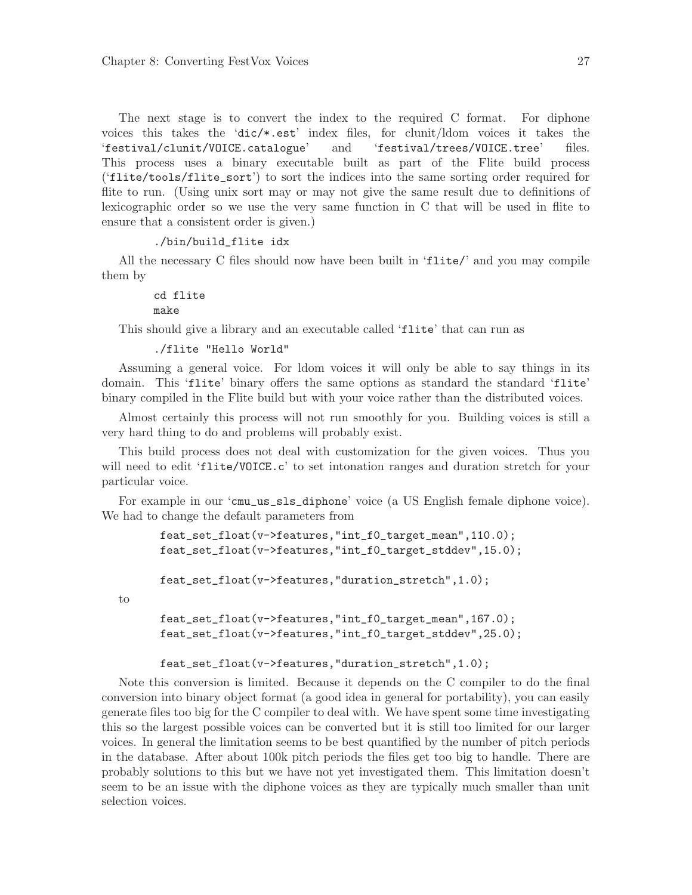The next stage is to convert the index to the required C format. For diphone voices this takes the 'dic/*.est' index files, for clunit/ldom voices it takes the 'festival/clunit/VOICE.catalogue' and 'festival/trees/VOICE.tree' files. This process uses a binary executable built as part of the Flite build process ('flite/tools/flite_sort') to sort the indices into the same sorting order required for flite to run. (Using unix sort may or may not give the same result due to definitions of lexicographic order so we use the very same function in C that will be used in flite to ensure that a consistent order is given.)

```
./bin/build_flite idx
```

All the necessary C files should now have been built in 'flite/' and you may compile them by

```
cd flite
make
```

This should give a library and an executable called 'flite' that can run as

```
./flite "Hello World"
```

Assuming a general voice. For ldom voices it will only be able to say things in its domain. This 'flite' binary offers the same options as standard the standard 'flite' binary compiled in the Flite build but with your voice rather than the distributed voices.

Almost certainly this process will not run smoothly for you. Building voices is still a very hard thing to do and problems will probably exist.

This build process does not deal with customization for the given voices. Thus you will need to edit 'flite/VOICE.c' to set intonation ranges and duration stretch for your particular voice.

For example in our 'cmu_us_sls_diphone' voice (a US English female diphone voice). We had to change the default parameters from

```
feat_set_float(v->features,"int_f0_target_mean",110.0);
feat_set_float(v->features,"int_f0_target_stddev",15.0);

feat_set_float(v->features,"duration_stretch",1.0);
```

to

```
feat_set_float(v->features,"int_f0_target_mean",167.0);
feat_set_float(v->features,"int_f0_target_stddev",25.0);

feat_set_float(v->features,"duration_stretch",1.0);
```

Note this conversion is limited. Because it depends on the C compiler to do the final conversion into binary object format (a good idea in general for portability), you can easily generate files too big for the C compiler to deal with. We have spent some time investigating this so the largest possible voices can be converted but it is still too limited for our larger voices. In general the limitation seems to be best quantified by the number of pitch periods in the database. After about 100k pitch periods the files get too big to handle. There are probably solutions to this but we have not yet investigated them. This limitation doesn't seem to be an issue with the diphone voices as they are typically much smaller than unit selection voices.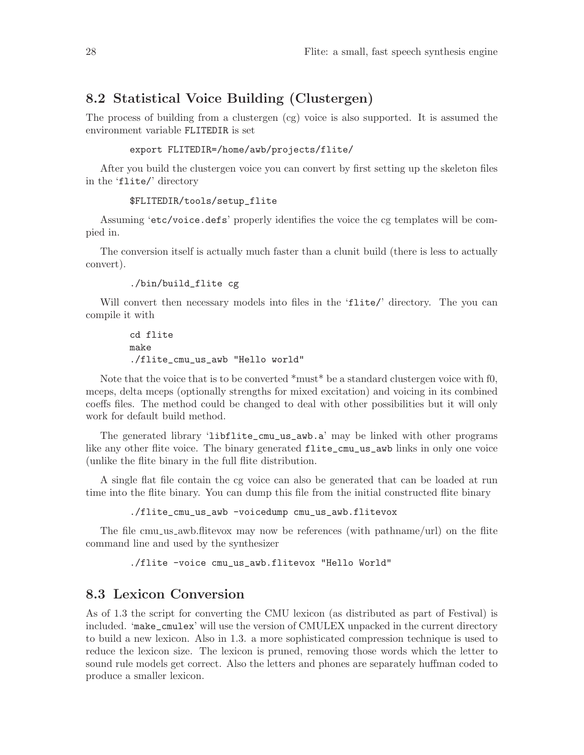## 8.2 Statistical Voice Building (Clustergen)

The process of building from a clustergen (cg) voice is also supported. It is assumed the environment variable `FLITEDIR` is set

```
export FLITEDIR=/home/awb/projects/flite/
```

After you build the clustergen voice you can convert by first setting up the skeleton files in the '`flite/`' directory

```
$FLITEDIR/tools/setup_flite
```

Assuming '`etc/voice.defs`' properly identifies the voice the cg templates will be compied in.

The conversion itself is actually much faster than a clunit build (there is less to actually convert).

```
./bin/build_flite cg
```

Will convert then necessary models into files in the '`flite/`' directory. The you can compile it with

```
cd flite
make
./flite_cmu_us_awb "Hello world"
```

Note that the voice that is to be converted *must* be a standard clustergen voice with f0, mceps, delta mceps (optionally strengths for mixed excitation) and voicing in its combined coeffs files. The method could be changed to deal with other possibilities but it will only work for default build method.

The generated library '`libflite_cmu_us_awb.a`' may be linked with other programs like any other flite voice. The binary generated `flite_cmu_us_awb` links in only one voice (unlike the flite binary in the full flite distribution.

A single flat file contain the cg voice can also be generated that can be loaded at run time into the flite binary. You can dump this file from the initial constructed flite binary

```
./flite_cmu_us_awb -voicedump cmu_us_awb.flitevox
```

The file cmu_us_awb.flitevox may now be references (with pathname/url) on the flite command line and used by the synthesizer

```
./flite -voice cmu_us_awb.flitevox "Hello World"
```

## 8.3 Lexicon Conversion

As of 1.3 the script for converting the CMU lexicon (as distributed as part of Festival) is included. '`make_cmulex`' will use the version of CMULEX unpacked in the current directory to build a new lexicon. Also in 1.3. a more sophisticated compression technique is used to reduce the lexicon size. The lexicon is pruned, removing those words which the letter to sound rule models get correct. Also the letters and phones are separately huffman coded to produce a smaller lexicon.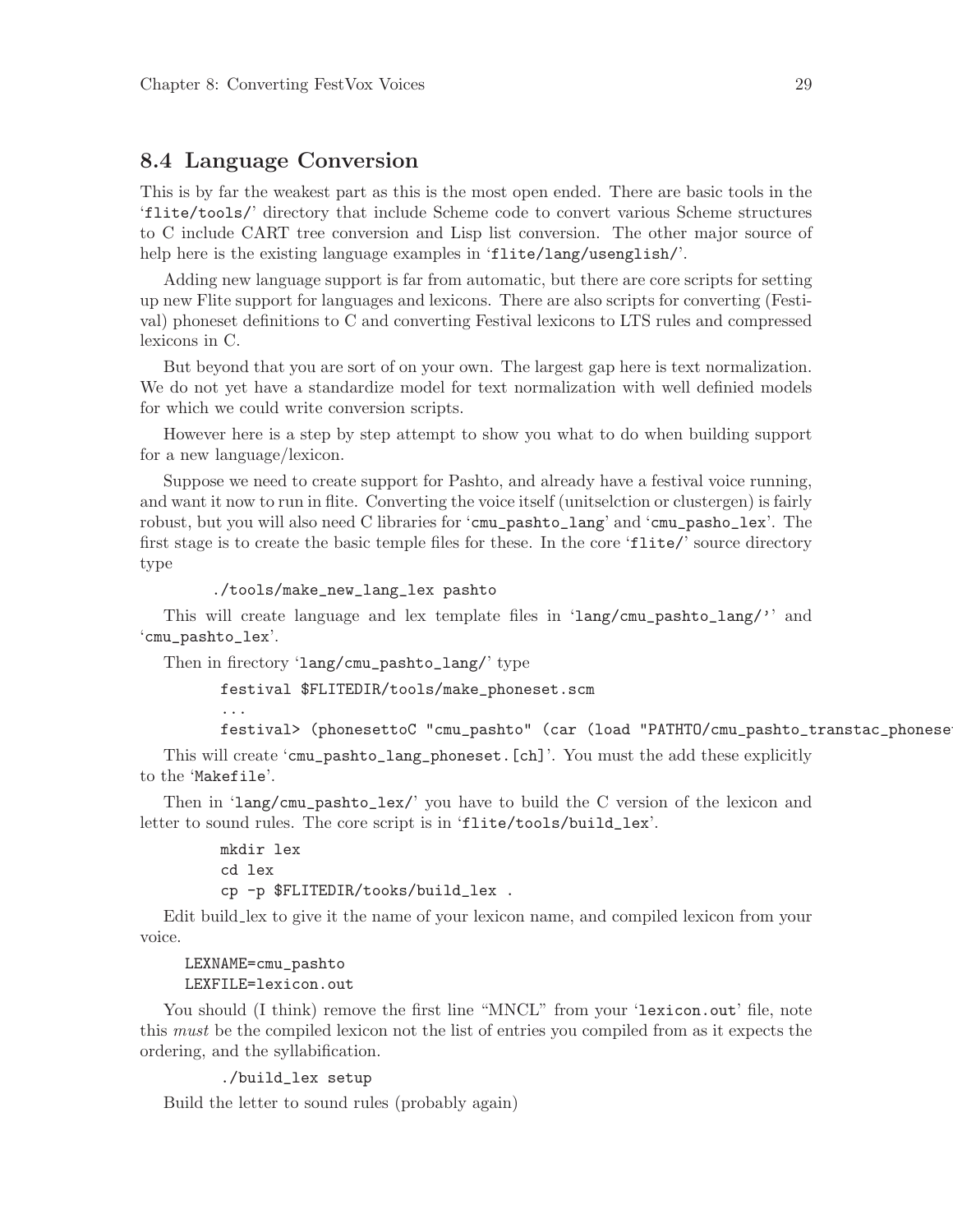## 8.4 Language Conversion

This is by far the weakest part as this is the most open ended. There are basic tools in the 'flite/tools/' directory that include Scheme code to convert various Scheme structures to C include CART tree conversion and Lisp list conversion. The other major source of help here is the existing language examples in 'flite/lang/usenglish/'.

Adding new language support is far from automatic, but there are core scripts for setting up new Flite support for languages and lexicons. There are also scripts for converting (Festival) phoneset definitions to C and converting Festival lexicons to LTS rules and compressed lexicons in C.

But beyond that you are sort of on your own. The largest gap here is text normalization. We do not yet have a standardize model for text normalization with well definied models for which we could write conversion scripts.

However here is a step by step attempt to show you what to do when building support for a new language/lexicon.

Suppose we need to create support for Pashto, and already have a festival voice running, and want it now to run in flite. Converting the voice itself (unitselction or clustergen) is fairly robust, but you will also need C libraries for 'cmu_pashto_lang' and 'cmu_pasho_lex'. The first stage is to create the basic temple files for these. In the core 'flite/' source directory type

```
./tools/make_new_lang_lex pashto
```

This will create language and lex template files in 'lang/cmu_pashto_lang/'' and 'cmu_pashto_lex'.

Then in firectory 'lang/cmu_pashto_lang/' type

```
festival $FLITEDIR/tools/make_phoneset.scm
...
festival> (phonesettoC "cmu_pashto" (car (load "PATHTO/cmu_pashto_transtac_phonese
```

This will create 'cmu_pashto_lang_phoneset.[ch]'. You must the add these explicitly to the 'Makefile'.

Then in 'lang/cmu_pashto_lex/' you have to build the C version of the lexicon and letter to sound rules. The core script is in 'flite/tools/build_lex'.

```
mkdir lex
cd lex
cp -p $FLITEDIR/tooks/build_lex .
```

Edit build_lex to give it the name of your lexicon name, and compiled lexicon from your voice.

```
LEXNAME=cmu_pashto
LEXFILE=lexicon.out
```

You should (I think) remove the first line "MNCL" from your 'lexicon.out' file, note this *must* be the compiled lexicon not the list of entries you compiled from as it expects the ordering, and the syllabification.

```
./build_lex setup
```

Build the letter to sound rules (probably again)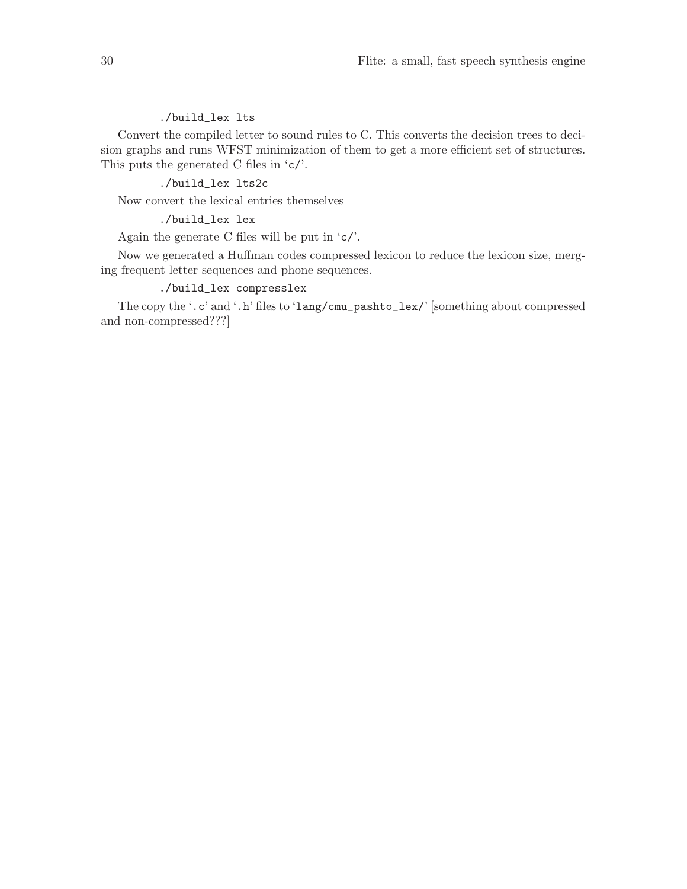```
./build_lex lts
```

Convert the compiled letter to sound rules to C. This converts the decision trees to decision graphs and runs WFST minimization of them to get a more efficient set of structures. This puts the generated C files in 'c/'.

```
./build_lex lts2c
```

Now convert the lexical entries themselves

```
./build_lex lex
```

Again the generate C files will be put in 'c/'.

Now we generated a Huffman codes compressed lexicon to reduce the lexicon size, merging frequent letter sequences and phone sequences.

```
./build_lex compresslex
```

The copy the '.c' and '.h' files to 'lang/cmu_pashto_lex/' [something about compressed and non-compressed???]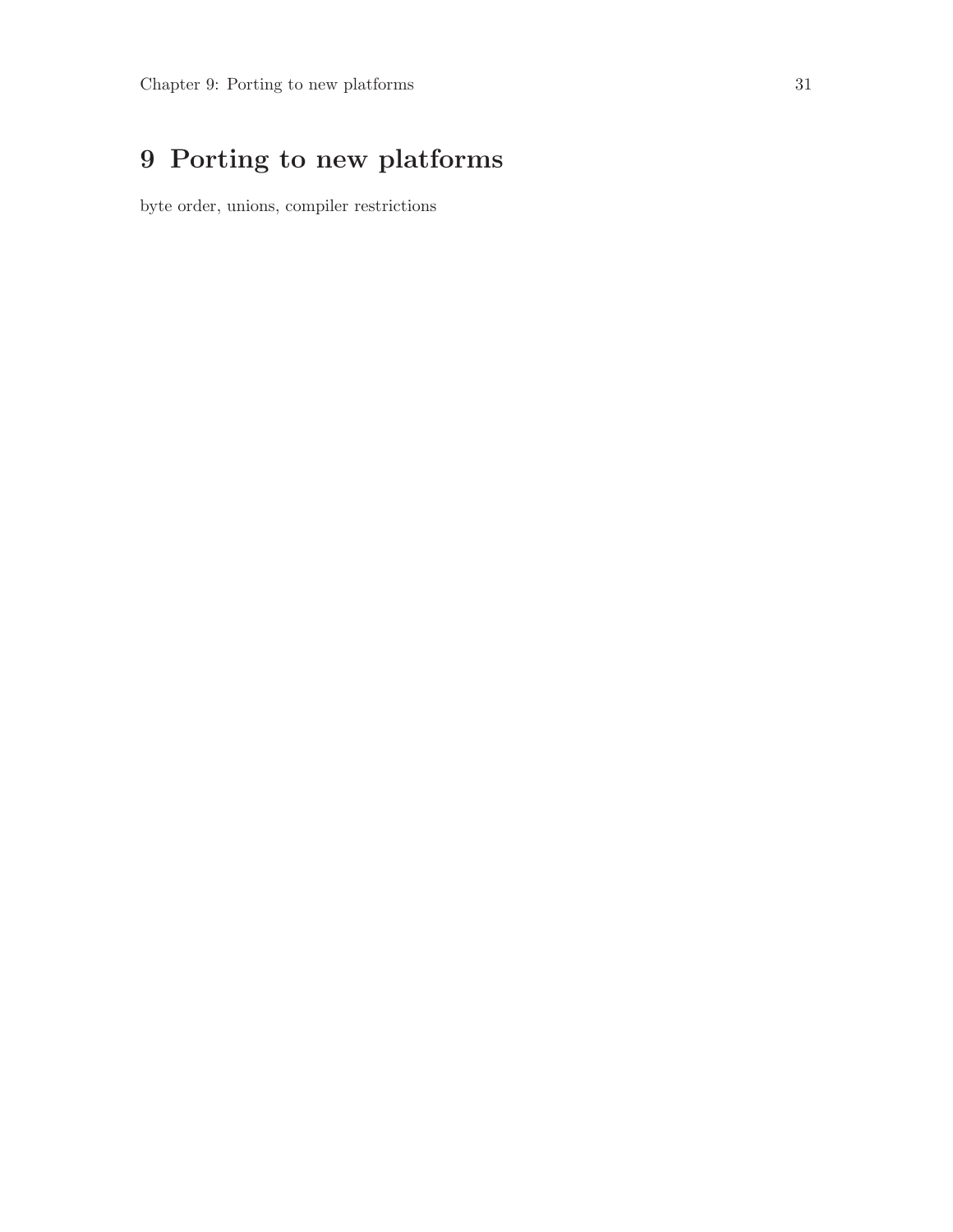# 9 Porting to new platforms

byte order, unions, compiler restrictions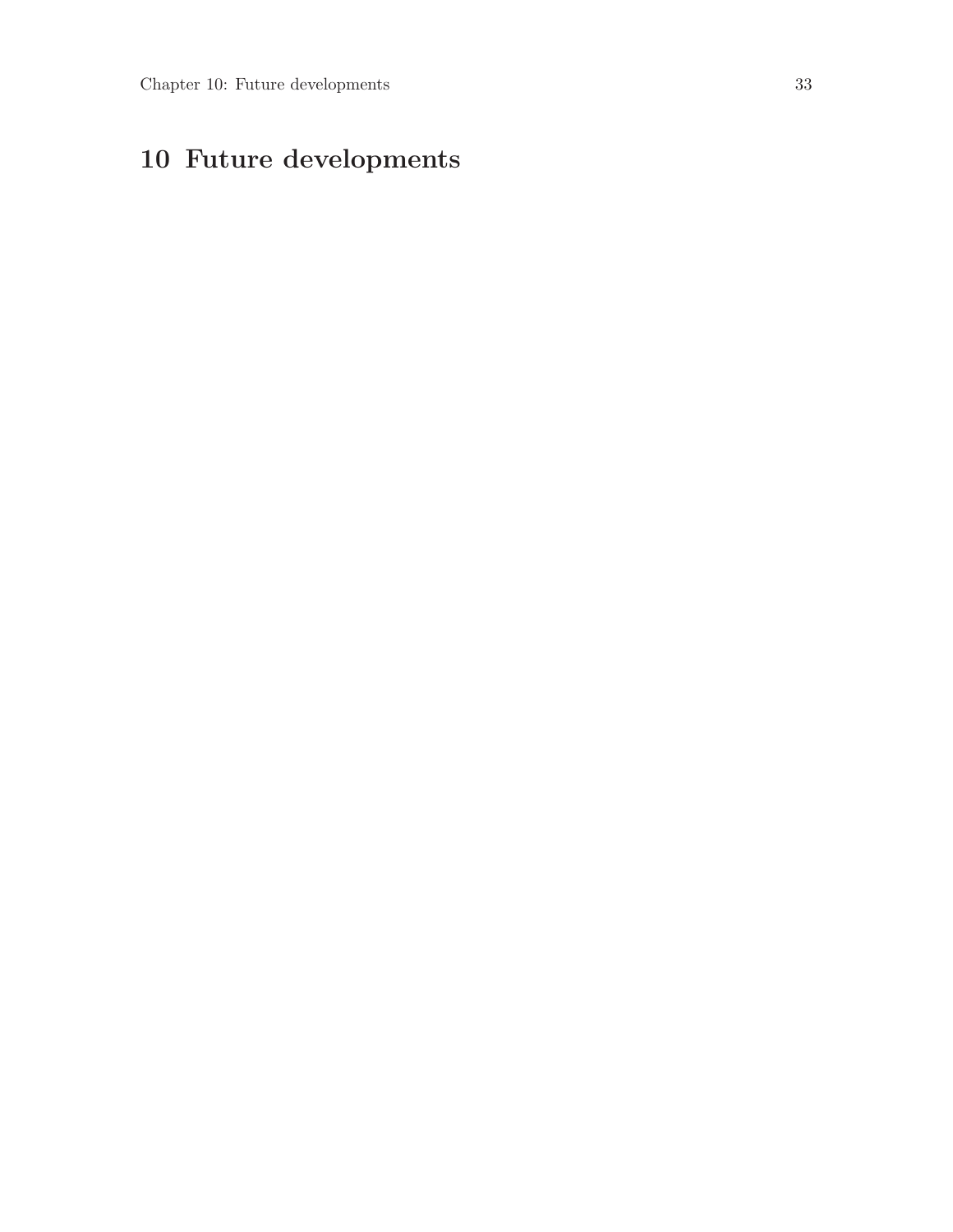# 10 Future developments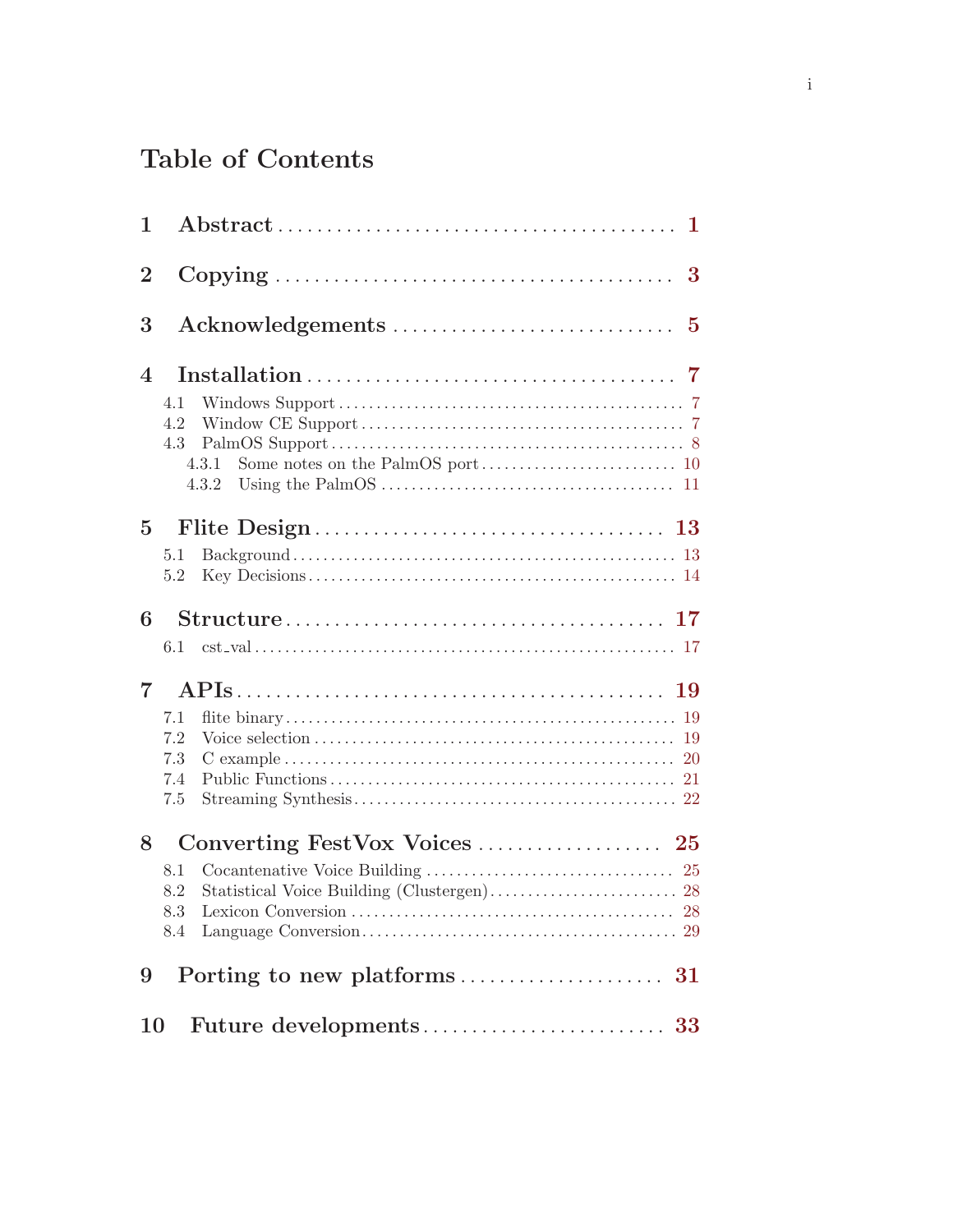# Table of Contents

- **1 Abstract** ........ **1**
- **2 Copying** ........ **3**
- **3 Acknowledgements** ........ **5**
- **4 Installation** ........ **7**
  - 4.1 Windows Support ........ 7
  - 4.2 Window CE Support ........ 7
  - 4.3 PalmOS Support ........ 8
    - 4.3.1 Some notes on the PalmOS port ........ 10
    - 4.3.2 Using the PalmOS ........ 11
- **5 Flite Design** ........ **13**
  - 5.1 Background ........ 13
  - 5.2 Key Decisions ........ 14
- **6 Structure** ........ **17**
  - 6.1 cst_val ........ 17
- **7 APIs** ........ **19**
  - 7.1 flite binary ........ 19
  - 7.2 Voice selection ........ 19
  - 7.3 C example ........ 20
  - 7.4 Public Functions ........ 21
  - 7.5 Streaming Synthesis ........ 22
- **8 Converting FestVox Voices** ........ **25**
  - 8.1 Cocantenative Voice Building ........ 25
  - 8.2 Statistical Voice Building (Clustergen) ........ 28
  - 8.3 Lexicon Conversion ........ 28
  - 8.4 Language Conversion ........ 29
- **9 Porting to new platforms** ........ **31**
- **10 Future developments** ........ **33**